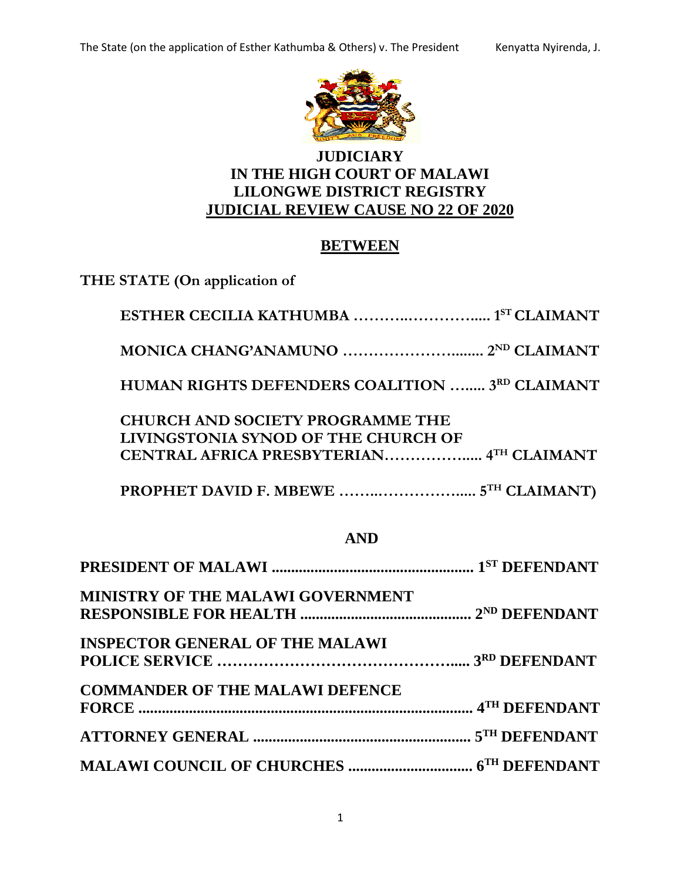**JUDICIARY**
**IN THE HIGH COURT OF MALAWI**
**LILONGWE DISTRICT REGISTRY**
**JUDICIAL REVIEW CAUSE NO 22 OF 2020**

**BETWEEN**

**THE STATE (On application of**

**ESTHER CECILIA KATHUMBA ……….…………..... 1ST CLAIMANT**

**MONICA CHANG'ANAMUNO …………………....... 2ND CLAIMANT**

**HUMAN RIGHTS DEFENDERS COALITION …..... 3RD CLAIMANT**

**CHURCH AND SOCIETY PROGRAMME THE LIVINGSTONIA SYNOD OF THE CHURCH OF CENTRAL AFRICA PRESBYTERIAN……………..... 4TH CLAIMANT**

**PROPHET DAVID F. MBEWE ……..…………….... 5TH CLAIMANT)**

**AND**

**PRESIDENT OF MALAWI ................................................... 1ST DEFENDANT**

**MINISTRY OF THE MALAWI GOVERNMENT RESPONSIBLE FOR HEALTH ........................................... 2ND DEFENDANT**

**INSPECTOR GENERAL OF THE MALAWI POLICE SERVICE ……………………………………..... 3RD DEFENDANT**

**COMMANDER OF THE MALAWI DEFENCE FORCE .................................................................................... 4TH DEFENDANT**

**ATTORNEY GENERAL ....................................................... 5TH DEFENDANT**

**MALAWI COUNCIL OF CHURCHES ................................ 6TH DEFENDANT**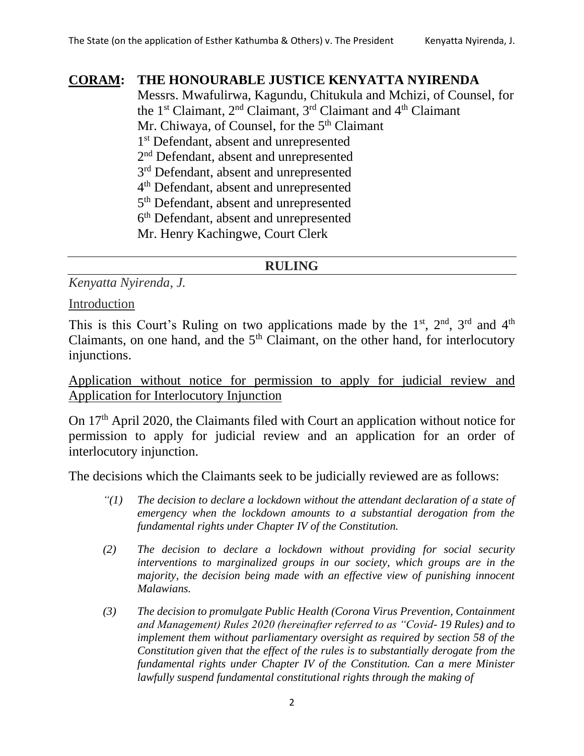**CORAM: THE HONOURABLE JUSTICE KENYATTA NYIRENDA**

Messrs. Mwafulirwa, Kagundu, Chitukula and Mchizi, of Counsel, for the 1st Claimant, 2nd Claimant, 3rd Claimant and 4th Claimant
Mr. Chiwaya, of Counsel, for the 5th Claimant
1st Defendant, absent and unrepresented
2nd Defendant, absent and unrepresented
3rd Defendant, absent and unrepresented
4th Defendant, absent and unrepresented
5th Defendant, absent and unrepresented
6th Defendant, absent and unrepresented
Mr. Henry Kachingwe, Court Clerk

---

## RULING

*Kenyatta Nyirenda, J.*

Introduction

This is this Court's Ruling on two applications made by the 1st, 2nd, 3rd and 4th Claimants, on one hand, and the 5th Claimant, on the other hand, for interlocutory injunctions.

Application without notice for permission to apply for judicial review and Application for Interlocutory Injunction

On 17th April 2020, the Claimants filed with Court an application without notice for permission to apply for judicial review and an application for an order of interlocutory injunction.

The decisions which the Claimants seek to be judicially reviewed are as follows:

> *"(1) The decision to declare a lockdown without the attendant declaration of a state of emergency when the lockdown amounts to a substantial derogation from the fundamental rights under Chapter IV of the Constitution.*
>
> *(2) The decision to declare a lockdown without providing for social security interventions to marginalized groups in our society, which groups are in the majority, the decision being made with an effective view of punishing innocent Malawians.*
>
> *(3) The decision to promulgate Public Health (Corona Virus Prevention, Containment and Management) Rules 2020 (hereinafter referred to as "Covid- 19 Rules) and to implement them without parliamentary oversight as required by section 58 of the Constitution given that the effect of the rules is to substantially derogate from the fundamental rights under Chapter IV of the Constitution. Can a mere Minister lawfully suspend fundamental constitutional rights through the making of*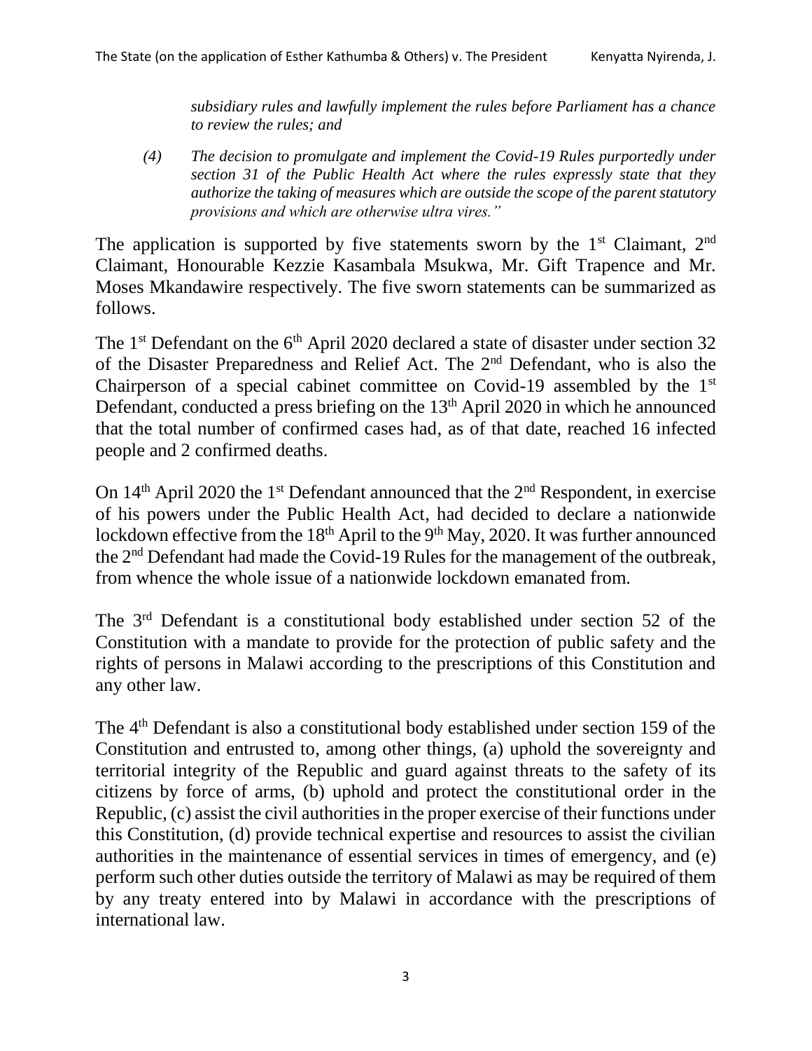*subsidiary rules and lawfully implement the rules before Parliament has a chance to review the rules; and*

*(4) The decision to promulgate and implement the Covid-19 Rules purportedly under section 31 of the Public Health Act where the rules expressly state that they authorize the taking of measures which are outside the scope of the parent statutory provisions and which are otherwise ultra vires."*

The application is supported by five statements sworn by the 1st Claimant, 2nd Claimant, Honourable Kezzie Kasambala Msukwa, Mr. Gift Trapence and Mr. Moses Mkandawire respectively. The five sworn statements can be summarized as follows.

The 1st Defendant on the 6th April 2020 declared a state of disaster under section 32 of the Disaster Preparedness and Relief Act. The 2nd Defendant, who is also the Chairperson of a special cabinet committee on Covid-19 assembled by the 1st Defendant, conducted a press briefing on the 13th April 2020 in which he announced that the total number of confirmed cases had, as of that date, reached 16 infected people and 2 confirmed deaths.

On 14th April 2020 the 1st Defendant announced that the 2nd Respondent, in exercise of his powers under the Public Health Act, had decided to declare a nationwide lockdown effective from the 18th April to the 9th May, 2020. It was further announced the 2nd Defendant had made the Covid-19 Rules for the management of the outbreak, from whence the whole issue of a nationwide lockdown emanated from.

The 3rd Defendant is a constitutional body established under section 52 of the Constitution with a mandate to provide for the protection of public safety and the rights of persons in Malawi according to the prescriptions of this Constitution and any other law.

The 4th Defendant is also a constitutional body established under section 159 of the Constitution and entrusted to, among other things, (a) uphold the sovereignty and territorial integrity of the Republic and guard against threats to the safety of its citizens by force of arms, (b) uphold and protect the constitutional order in the Republic, (c) assist the civil authorities in the proper exercise of their functions under this Constitution, (d) provide technical expertise and resources to assist the civilian authorities in the maintenance of essential services in times of emergency, and (e) perform such other duties outside the territory of Malawi as may be required of them by any treaty entered into by Malawi in accordance with the prescriptions of international law.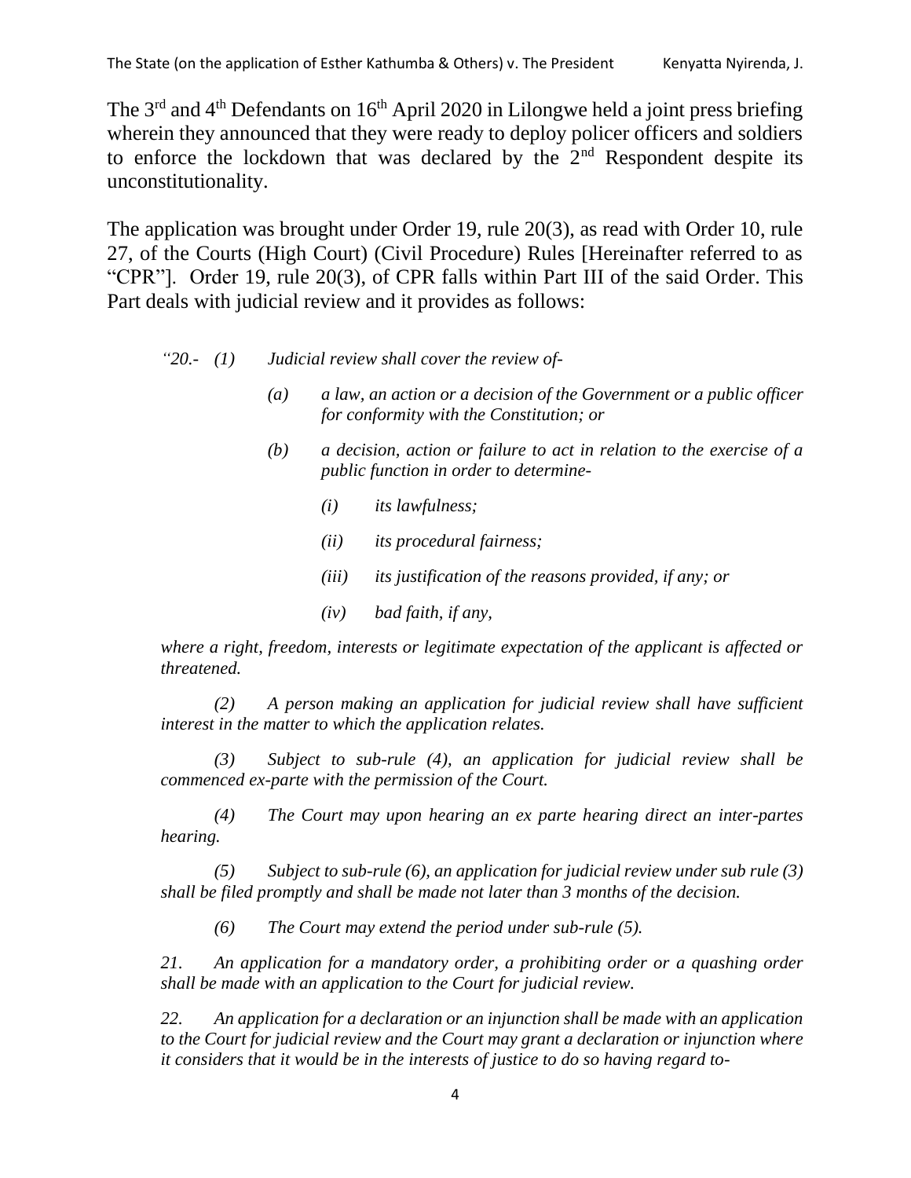The 3rd and 4th Defendants on 16th April 2020 in Lilongwe held a joint press briefing wherein they announced that they were ready to deploy policer officers and soldiers to enforce the lockdown that was declared by the 2nd Respondent despite its unconstitutionality.

The application was brought under Order 19, rule 20(3), as read with Order 10, rule 27, of the Courts (High Court) (Civil Procedure) Rules [Hereinafter referred to as "CPR"]. Order 19, rule 20(3), of CPR falls within Part III of the said Order. This Part deals with judicial review and it provides as follows:

> *"20.- (1) Judicial review shall cover the review of-*
>
> *(a) a law, an action or a decision of the Government or a public officer for conformity with the Constitution; or*
>
> *(b) a decision, action or failure to act in relation to the exercise of a public function in order to determine-*
>
> *(i) its lawfulness;*
>
> *(ii) its procedural fairness;*
>
> *(iii) its justification of the reasons provided, if any; or*
>
> *(iv) bad faith, if any,*
>
> *where a right, freedom, interests or legitimate expectation of the applicant is affected or threatened.*
>
> *(2) A person making an application for judicial review shall have sufficient interest in the matter to which the application relates.*
>
> *(3) Subject to sub-rule (4), an application for judicial review shall be commenced ex-parte with the permission of the Court.*
>
> *(4) The Court may upon hearing an ex parte hearing direct an inter-partes hearing.*
>
> *(5) Subject to sub-rule (6), an application for judicial review under sub rule (3) shall be filed promptly and shall be made not later than 3 months of the decision.*
>
> *(6) The Court may extend the period under sub-rule (5).*
>
> *21. An application for a mandatory order, a prohibiting order or a quashing order shall be made with an application to the Court for judicial review.*
>
> *22. An application for a declaration or an injunction shall be made with an application to the Court for judicial review and the Court may grant a declaration or injunction where it considers that it would be in the interests of justice to do so having regard to-*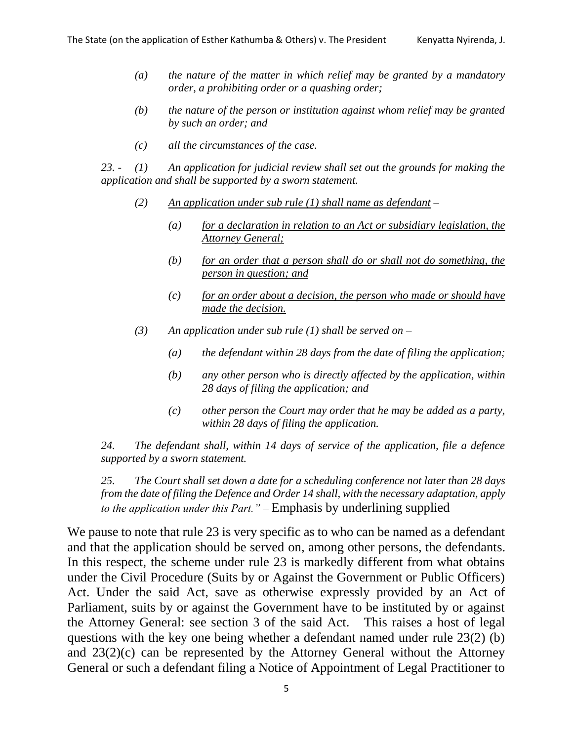> *(a) the nature of the matter in which relief may be granted by a mandatory order, a prohibiting order or a quashing order;*
>
> *(b) the nature of the person or institution against whom relief may be granted by such an order; and*
>
> *(c) all the circumstances of the case.*
>
> *23. - (1) An application for judicial review shall set out the grounds for making the application and shall be supported by a sworn statement.*
>
> *(2) <u>An application under sub rule (1) shall name as defendant</u> –*
>
> *(a) <u>for a declaration in relation to an Act or subsidiary legislation, the Attorney General;</u>*
>
> *(b) <u>for an order that a person shall do or shall not do something, the person in question; and</u>*
>
> *(c) <u>for an order about a decision, the person who made or should have made the decision.</u>*
>
> *(3) An application under sub rule (1) shall be served on –*
>
> *(a) the defendant within 28 days from the date of filing the application;*
>
> *(b) any other person who is directly affected by the application, within 28 days of filing the application; and*
>
> *(c) other person the Court may order that he may be added as a party, within 28 days of filing the application.*
>
> *24. The defendant shall, within 14 days of service of the application, file a defence supported by a sworn statement.*
>
> *25. The Court shall set down a date for a scheduling conference not later than 28 days from the date of filing the Defence and Order 14 shall, with the necessary adaptation, apply to the application under this Part." –* Emphasis by underlining supplied

We pause to note that rule 23 is very specific as to who can be named as a defendant and that the application should be served on, among other persons, the defendants. In this respect, the scheme under rule 23 is markedly different from what obtains under the Civil Procedure (Suits by or Against the Government or Public Officers) Act. Under the said Act, save as otherwise expressly provided by an Act of Parliament, suits by or against the Government have to be instituted by or against the Attorney General: see section 3 of the said Act. This raises a host of legal questions with the key one being whether a defendant named under rule 23(2) (b) and 23(2)(c) can be represented by the Attorney General without the Attorney General or such a defendant filing a Notice of Appointment of Legal Practitioner to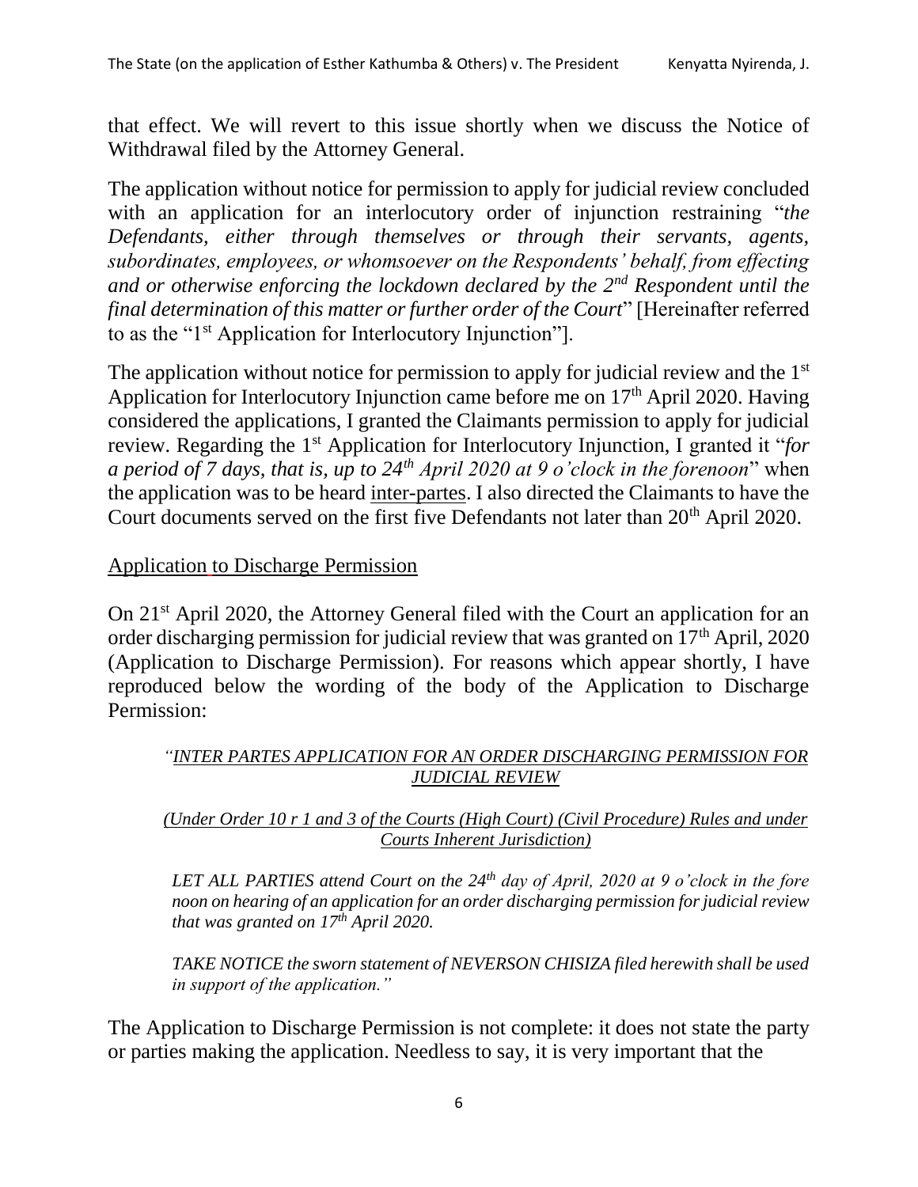that effect. We will revert to this issue shortly when we discuss the Notice of Withdrawal filed by the Attorney General.

The application without notice for permission to apply for judicial review concluded with an application for an interlocutory order of injunction restraining "*the Defendants, either through themselves or through their servants, agents, subordinates, employees, or whomsoever on the Respondents' behalf, from effecting and or otherwise enforcing the lockdown declared by the 2nd Respondent until the final determination of this matter or further order of the Court*" [Hereinafter referred to as the "1st Application for Interlocutory Injunction"].

The application without notice for permission to apply for judicial review and the 1st Application for Interlocutory Injunction came before me on 17th April 2020. Having considered the applications, I granted the Claimants permission to apply for judicial review. Regarding the 1st Application for Interlocutory Injunction, I granted it "*for a period of 7 days, that is, up to 24th April 2020 at 9 o'clock in the forenoon*" when the application was to be heard <u>inter-partes</u>. I also directed the Claimants to have the Court documents served on the first five Defendants not later than 20th April 2020.

<u>Application to Discharge Permission</u>

On 21st April 2020, the Attorney General filed with the Court an application for an order discharging permission for judicial review that was granted on 17th April, 2020 (Application to Discharge Permission). For reasons which appear shortly, I have reproduced below the wording of the body of the Application to Discharge Permission:

> *"<u>INTER PARTES APPLICATION FOR AN ORDER DISCHARGING PERMISSION FOR JUDICIAL REVIEW</u>*
>
> *<u>(Under Order 10 r 1 and 3 of the Courts (High Court) (Civil Procedure) Rules and under Courts Inherent Jurisdiction)</u>*
>
> *LET ALL PARTIES attend Court on the 24th day of April, 2020 at 9 o'clock in the fore noon on hearing of an application for an order discharging permission for judicial review that was granted on 17th April 2020.*
>
> *TAKE NOTICE the sworn statement of NEVERSON CHISIZA filed herewith shall be used in support of the application."*

The Application to Discharge Permission is not complete: it does not state the party or parties making the application. Needless to say, it is very important that the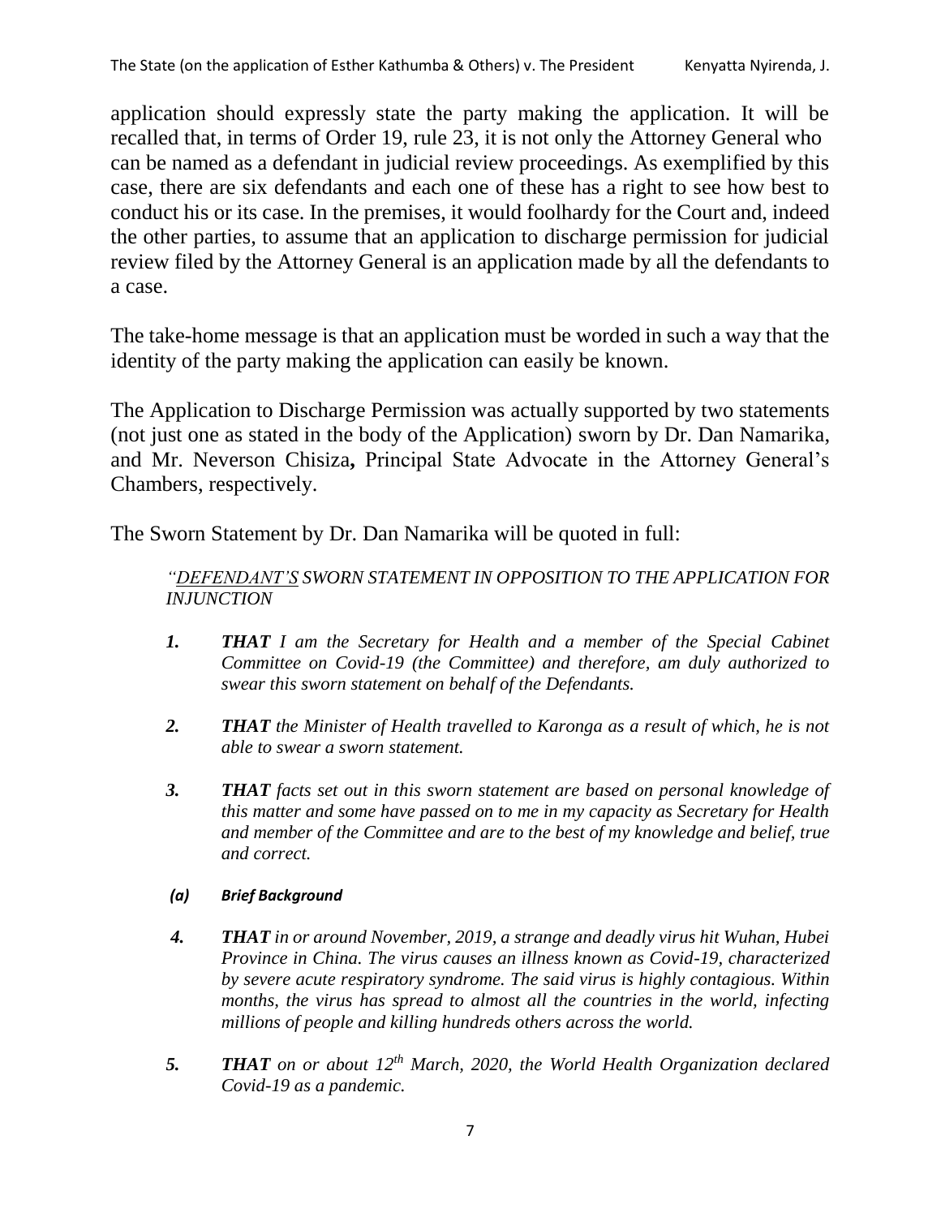application should expressly state the party making the application. It will be recalled that, in terms of Order 19, rule 23, it is not only the Attorney General who can be named as a defendant in judicial review proceedings. As exemplified by this case, there are six defendants and each one of these has a right to see how best to conduct his or its case. In the premises, it would foolhardy for the Court and, indeed the other parties, to assume that an application to discharge permission for judicial review filed by the Attorney General is an application made by all the defendants to a case.

The take-home message is that an application must be worded in such a way that the identity of the party making the application can easily be known.

The Application to Discharge Permission was actually supported by two statements (not just one as stated in the body of the Application) sworn by Dr. Dan Namarika, and Mr. Neverson Chisiza**,** Principal State Advocate in the Attorney General's Chambers, respectively.

The Sworn Statement by Dr. Dan Namarika will be quoted in full:

> *"<u>DEFENDANT'S</u> SWORN STATEMENT IN OPPOSITION TO THE APPLICATION FOR INJUNCTION*
>
> ***1. THAT*** *I am the Secretary for Health and a member of the Special Cabinet Committee on Covid-19 (the Committee) and therefore, am duly authorized to swear this sworn statement on behalf of the Defendants.*
>
> ***2. THAT*** *the Minister of Health travelled to Karonga as a result of which, he is not able to swear a sworn statement.*
>
> ***3. THAT*** *facts set out in this sworn statement are based on personal knowledge of this matter and some have passed on to me in my capacity as Secretary for Health and member of the Committee and are to the best of my knowledge and belief, true and correct.*
>
> ***(a) Brief Background***
>
> ***4. THAT*** *in or around November, 2019, a strange and deadly virus hit Wuhan, Hubei Province in China. The virus causes an illness known as Covid-19, characterized by severe acute respiratory syndrome. The said virus is highly contagious. Within months, the virus has spread to almost all the countries in the world, infecting millions of people and killing hundreds others across the world.*
>
> ***5. THAT*** *on or about 12th March, 2020, the World Health Organization declared Covid-19 as a pandemic.*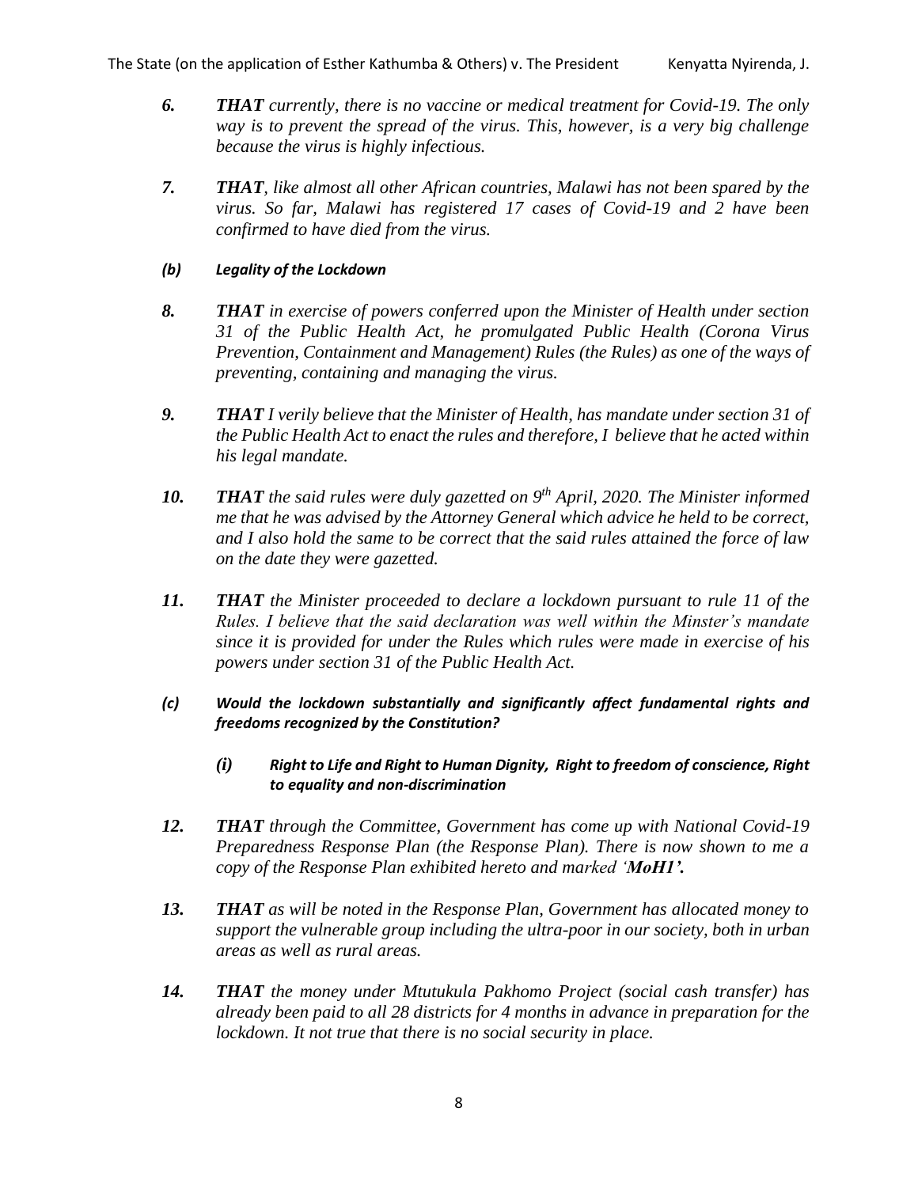*6.* ***THAT*** *currently, there is no vaccine or medical treatment for Covid-19. The only way is to prevent the spread of the virus. This, however, is a very big challenge because the virus is highly infectious.*

*7.* ***THAT****, like almost all other African countries, Malawi has not been spared by the virus. So far, Malawi has registered 17 cases of Covid-19 and 2 have been confirmed to have died from the virus.*

***(b) Legality of the Lockdown***

*8.* ***THAT*** *in exercise of powers conferred upon the Minister of Health under section 31 of the Public Health Act, he promulgated Public Health (Corona Virus Prevention, Containment and Management) Rules (the Rules) as one of the ways of preventing, containing and managing the virus.*

*9.* ***THAT*** *I verily believe that the Minister of Health, has mandate under section 31 of the Public Health Act to enact the rules and therefore, I believe that he acted within his legal mandate.*

*10.* ***THAT*** *the said rules were duly gazetted on 9th April, 2020. The Minister informed me that he was advised by the Attorney General which advice he held to be correct, and I also hold the same to be correct that the said rules attained the force of law on the date they were gazetted.*

*11.* ***THAT*** *the Minister proceeded to declare a lockdown pursuant to rule 11 of the Rules. I believe that the said declaration was well within the Minster's mandate since it is provided for under the Rules which rules were made in exercise of his powers under section 31 of the Public Health Act.*

***(c) Would the lockdown substantially and significantly affect fundamental rights and freedoms recognized by the Constitution?***

***(i) Right to Life and Right to Human Dignity, Right to freedom of conscience, Right to equality and non-discrimination***

*12.* ***THAT*** *through the Committee, Government has come up with National Covid-19 Preparedness Response Plan (the Response Plan). There is now shown to me a copy of the Response Plan exhibited hereto and marked '****MoH1'.***

*13.* ***THAT*** *as will be noted in the Response Plan, Government has allocated money to support the vulnerable group including the ultra-poor in our society, both in urban areas as well as rural areas.*

*14.* ***THAT*** *the money under Mtutukula Pakhomo Project (social cash transfer) has already been paid to all 28 districts for 4 months in advance in preparation for the lockdown. It not true that there is no social security in place.*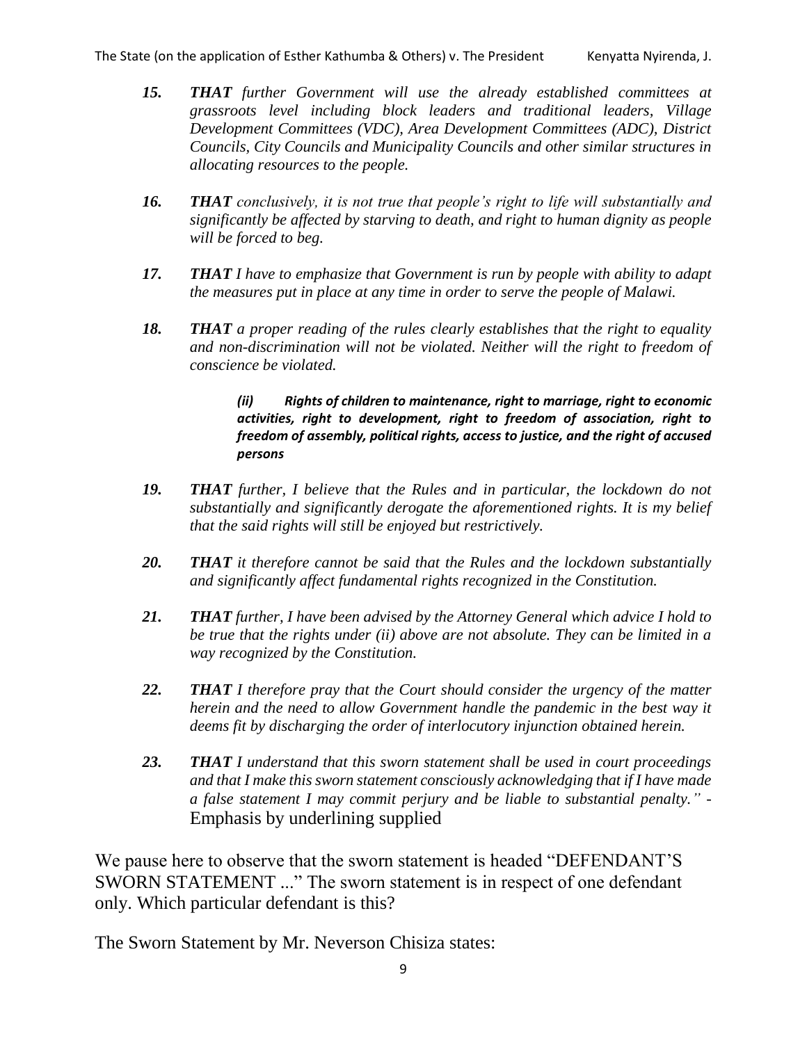*15.* ***THAT*** *further Government will use the already established committees at grassroots level including block leaders and traditional leaders, Village Development Committees (VDC), Area Development Committees (ADC), District Councils, City Councils and Municipality Councils and other similar structures in allocating resources to the people.*

*16.* ***THAT*** *conclusively, it is not true that people's right to life will substantially and significantly be affected by starving to death, and right to human dignity as people will be forced to beg.*

*17.* ***THAT*** *I have to emphasize that Government is run by people with ability to adapt the measures put in place at any time in order to serve the people of Malawi.*

*18.* ***THAT*** *a proper reading of the rules clearly establishes that the right to equality and non-discrimination will not be violated. Neither will the right to freedom of conscience be violated.*

> ***(ii) Rights of children to maintenance, right to marriage, right to economic activities, right to development, right to freedom of association, right to freedom of assembly, political rights, access to justice, and the right of accused persons***

*19.* ***THAT*** *further, I believe that the Rules and in particular, the lockdown do not substantially and significantly derogate the aforementioned rights. It is my belief that the said rights will still be enjoyed but restrictively.*

*20.* ***THAT*** *it therefore cannot be said that the Rules and the lockdown substantially and significantly affect fundamental rights recognized in the Constitution.*

*21.* ***THAT*** *further, I have been advised by the Attorney General which advice I hold to be true that the rights under (ii) above are not absolute. They can be limited in a way recognized by the Constitution.*

*22.* ***THAT*** *I therefore pray that the Court should consider the urgency of the matter herein and the need to allow Government handle the pandemic in the best way it deems fit by discharging the order of interlocutory injunction obtained herein.*

*23.* ***THAT*** *I understand that this sworn statement shall be used in court proceedings and that I make this sworn statement consciously acknowledging that if I have made a false statement I may commit perjury and be liable to substantial penalty."* - Emphasis by underlining supplied

We pause here to observe that the sworn statement is headed "DEFENDANT'S SWORN STATEMENT ..." The sworn statement is in respect of one defendant only. Which particular defendant is this?

The Sworn Statement by Mr. Neverson Chisiza states: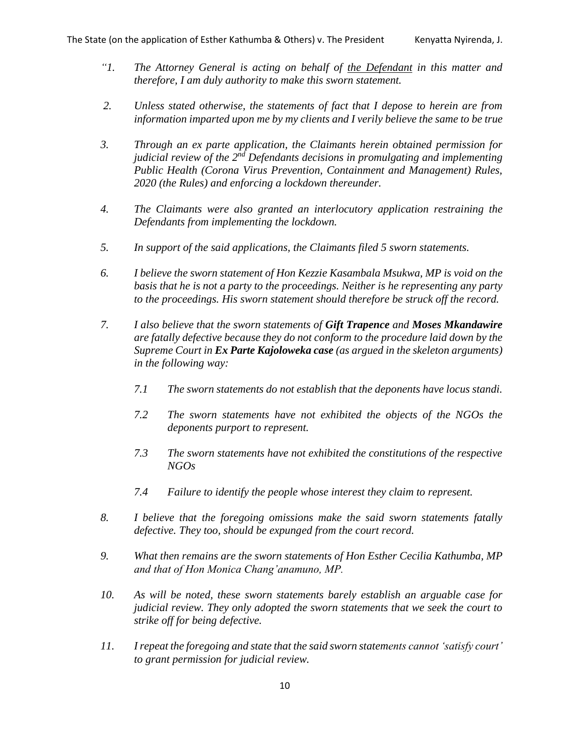*"1. The Attorney General is acting on behalf of <u>the Defendant</u> in this matter and therefore, I am duly authority to make this sworn statement.*

*2. Unless stated otherwise, the statements of fact that I depose to herein are from information imparted upon me by my clients and I verily believe the same to be true*

*3. Through an ex parte application, the Claimants herein obtained permission for judicial review of the 2nd Defendants decisions in promulgating and implementing Public Health (Corona Virus Prevention, Containment and Management) Rules, 2020 (the Rules) and enforcing a lockdown thereunder.*

*4. The Claimants were also granted an interlocutory application restraining the Defendants from implementing the lockdown.*

*5. In support of the said applications, the Claimants filed 5 sworn statements.*

*6. I believe the sworn statement of Hon Kezzie Kasambala Msukwa, MP is void on the basis that he is not a party to the proceedings. Neither is he representing any party to the proceedings. His sworn statement should therefore be struck off the record.*

*7. I also believe that the sworn statements of **Gift Trapence** and **Moses Mkandawire** are fatally defective because they do not conform to the procedure laid down by the Supreme Court in **Ex Parte Kajoloweka case** (as argued in the skeleton arguments) in the following way:*

*7.1 The sworn statements do not establish that the deponents have locus standi.*

*7.2 The sworn statements have not exhibited the objects of the NGOs the deponents purport to represent.*

*7.3 The sworn statements have not exhibited the constitutions of the respective NGOs*

*7.4 Failure to identify the people whose interest they claim to represent.*

*8. I believe that the foregoing omissions make the said sworn statements fatally defective. They too, should be expunged from the court record.*

*9. What then remains are the sworn statements of Hon Esther Cecilia Kathumba, MP and that of Hon Monica Chang'anamuno, MP.*

*10. As will be noted, these sworn statements barely establish an arguable case for judicial review. They only adopted the sworn statements that we seek the court to strike off for being defective.*

*11. I repeat the foregoing and state that the said sworn statements cannot 'satisfy court' to grant permission for judicial review.*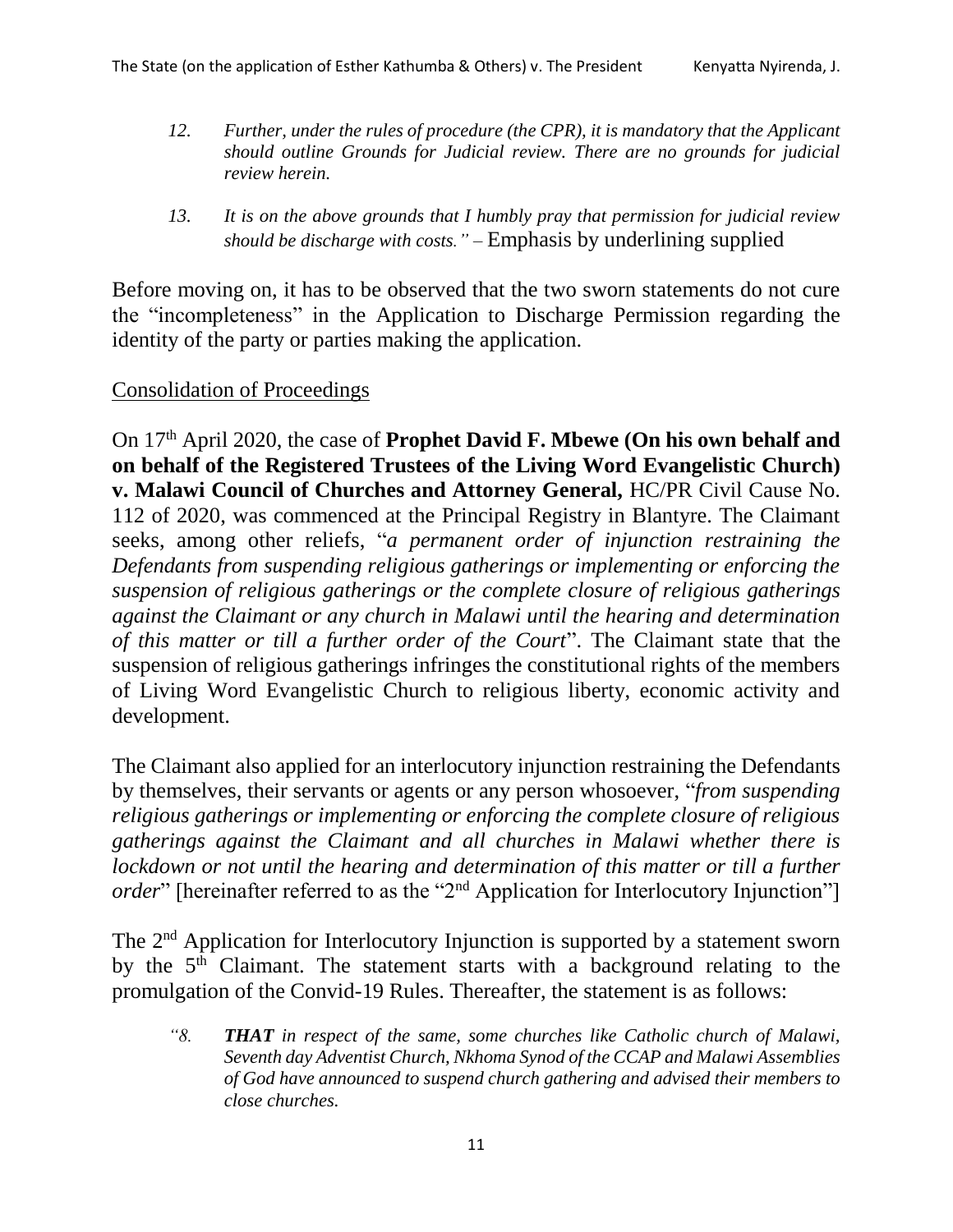> *12. Further, under the rules of procedure (the CPR), it is mandatory that the Applicant should outline Grounds for Judicial review. There are no grounds for judicial review herein.*
>
> *13. It is on the above grounds that I humbly pray that permission for judicial review should be discharge with costs."* – Emphasis by underlining supplied

Before moving on, it has to be observed that the two sworn statements do not cure the "incompleteness" in the Application to Discharge Permission regarding the identity of the party or parties making the application.

Consolidation of Proceedings

On 17th April 2020, the case of **Prophet David F. Mbewe (On his own behalf and on behalf of the Registered Trustees of the Living Word Evangelistic Church) v. Malawi Council of Churches and Attorney General,** HC/PR Civil Cause No. 112 of 2020, was commenced at the Principal Registry in Blantyre. The Claimant seeks, among other reliefs, "*a permanent order of injunction restraining the Defendants from suspending religious gatherings or implementing or enforcing the suspension of religious gatherings or the complete closure of religious gatherings against the Claimant or any church in Malawi until the hearing and determination of this matter or till a further order of the Court*". The Claimant state that the suspension of religious gatherings infringes the constitutional rights of the members of Living Word Evangelistic Church to religious liberty, economic activity and development.

The Claimant also applied for an interlocutory injunction restraining the Defendants by themselves, their servants or agents or any person whosoever, "*from suspending religious gatherings or implementing or enforcing the complete closure of religious gatherings against the Claimant and all churches in Malawi whether there is lockdown or not until the hearing and determination of this matter or till a further order*" [hereinafter referred to as the "2nd Application for Interlocutory Injunction"]

The 2nd Application for Interlocutory Injunction is supported by a statement sworn by the 5th Claimant. The statement starts with a background relating to the promulgation of the Convid-19 Rules. Thereafter, the statement is as follows:

> *"8. **THAT** in respect of the same, some churches like Catholic church of Malawi, Seventh day Adventist Church, Nkhoma Synod of the CCAP and Malawi Assemblies of God have announced to suspend church gathering and advised their members to close churches.*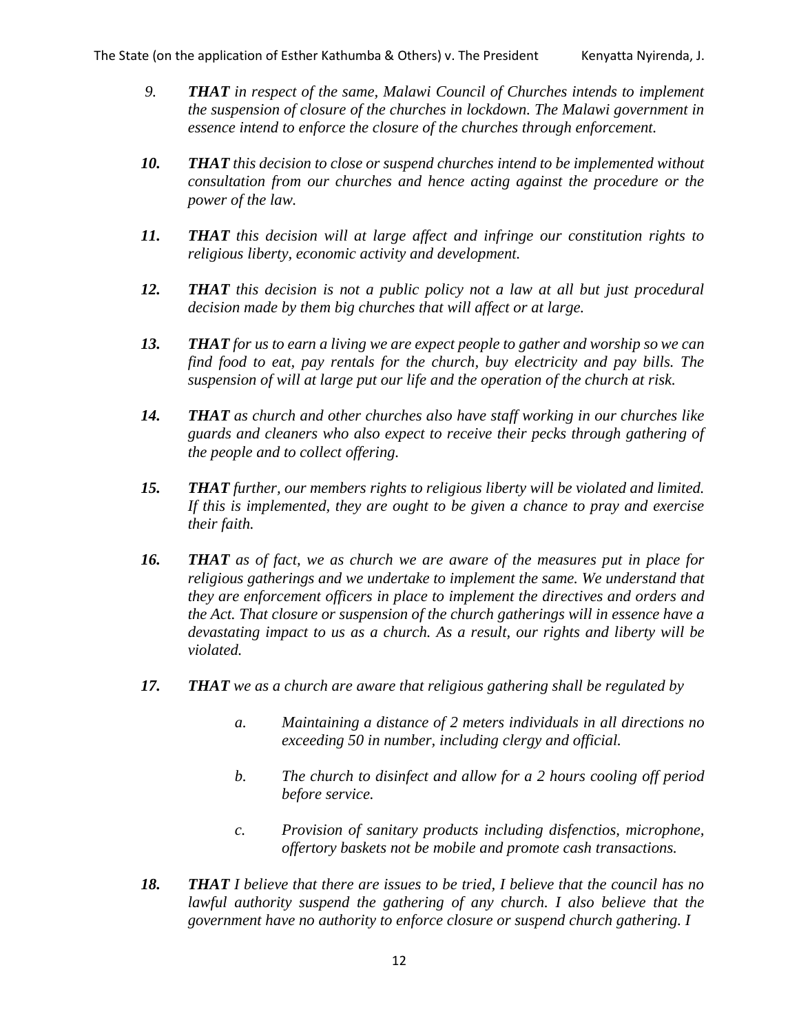9. ***THAT*** *in respect of the same, Malawi Council of Churches intends to implement the suspension of closure of the churches in lockdown. The Malawi government in essence intend to enforce the closure of the churches through enforcement.*

10. ***THAT*** *this decision to close or suspend churches intend to be implemented without consultation from our churches and hence acting against the procedure or the power of the law.*

11. ***THAT*** *this decision will at large affect and infringe our constitution rights to religious liberty, economic activity and development.*

12. ***THAT*** *this decision is not a public policy not a law at all but just procedural decision made by them big churches that will affect or at large.*

13. ***THAT*** *for us to earn a living we are expect people to gather and worship so we can find food to eat, pay rentals for the church, buy electricity and pay bills. The suspension of will at large put our life and the operation of the church at risk.*

14. ***THAT*** *as church and other churches also have staff working in our churches like guards and cleaners who also expect to receive their pecks through gathering of the people and to collect offering.*

15. ***THAT*** *further, our members rights to religious liberty will be violated and limited. If this is implemented, they are ought to be given a chance to pray and exercise their faith.*

16. ***THAT*** *as of fact, we as church we are aware of the measures put in place for religious gatherings and we undertake to implement the same. We understand that they are enforcement officers in place to implement the directives and orders and the Act. That closure or suspension of the church gatherings will in essence have a devastating impact to us as a church. As a result, our rights and liberty will be violated.*

17. ***THAT*** *we as a church are aware that religious gathering shall be regulated by*

    a. *Maintaining a distance of 2 meters individuals in all directions no exceeding 50 in number, including clergy and official.*

    b. *The church to disinfect and allow for a 2 hours cooling off period before service.*

    c. *Provision of sanitary products including disfenctios, microphone, offertory baskets not be mobile and promote cash transactions.*

18. ***THAT*** *I believe that there are issues to be tried, I believe that the council has no lawful authority suspend the gathering of any church. I also believe that the government have no authority to enforce closure or suspend church gathering. I*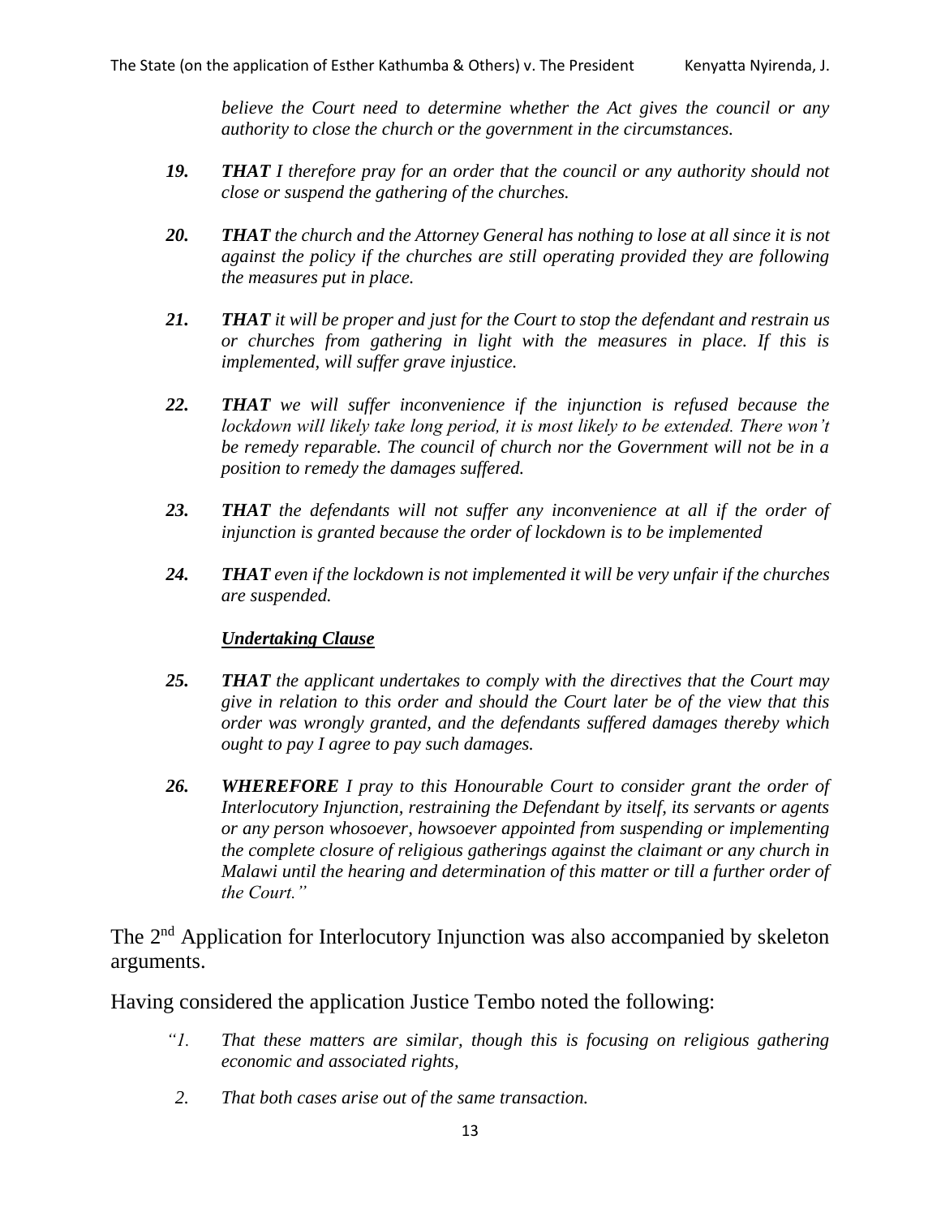*believe the Court need to determine whether the Act gives the council or any authority to close the church or the government in the circumstances.*

> ***19.*** ***THAT*** *I therefore pray for an order that the council or any authority should not close or suspend the gathering of the churches.*
>
> ***20.*** ***THAT*** *the church and the Attorney General has nothing to lose at all since it is not against the policy if the churches are still operating provided they are following the measures put in place.*
>
> ***21.*** ***THAT*** *it will be proper and just for the Court to stop the defendant and restrain us or churches from gathering in light with the measures in place. If this is implemented, will suffer grave injustice.*
>
> ***22.*** ***THAT*** *we will suffer inconvenience if the injunction is refused because the lockdown will likely take long period, it is most likely to be extended. There won't be remedy reparable. The council of church nor the Government will not be in a position to remedy the damages suffered.*
>
> ***23.*** ***THAT*** *the defendants will not suffer any inconvenience at all if the order of injunction is granted because the order of lockdown is to be implemented*
>
> ***24.*** ***THAT*** *even if the lockdown is not implemented it will be very unfair if the churches are suspended.*
>
> ***<u>Undertaking Clause</u>***
>
> ***25.*** ***THAT*** *the applicant undertakes to comply with the directives that the Court may give in relation to this order and should the Court later be of the view that this order was wrongly granted, and the defendants suffered damages thereby which ought to pay I agree to pay such damages.*
>
> ***26.*** ***WHEREFORE*** *I pray to this Honourable Court to consider grant the order of Interlocutory Injunction, restraining the Defendant by itself, its servants or agents or any person whosoever, howsoever appointed from suspending or implementing the complete closure of religious gatherings against the claimant or any church in Malawi until the hearing and determination of this matter or till a further order of the Court."*

The 2nd Application for Interlocutory Injunction was also accompanied by skeleton arguments.

Having considered the application Justice Tembo noted the following:

> *"1. That these matters are similar, though this is focusing on religious gathering economic and associated rights,*
>
> *2. That both cases arise out of the same transaction.*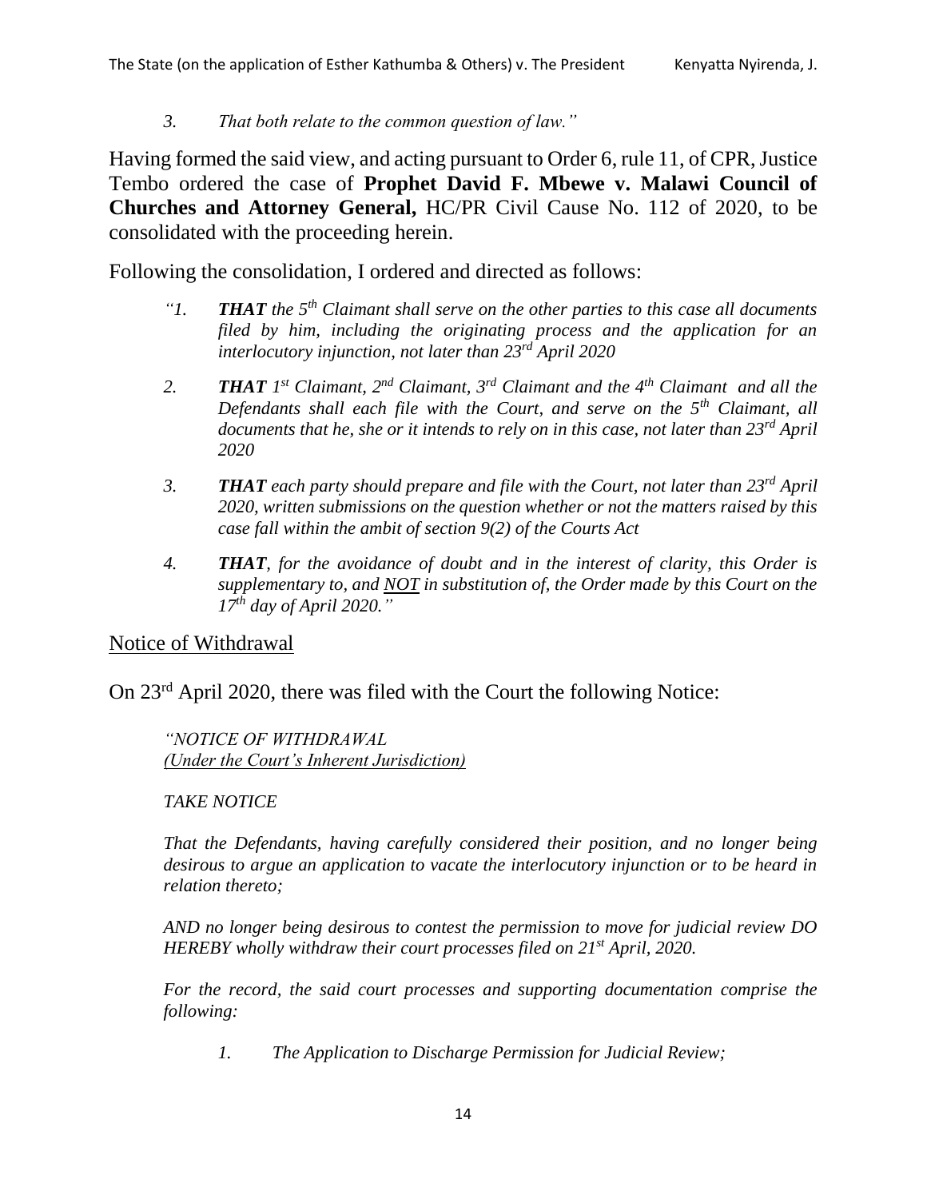*3. That both relate to the common question of law."*

Having formed the said view, and acting pursuant to Order 6, rule 11, of CPR, Justice Tembo ordered the case of **Prophet David F. Mbewe v. Malawi Council of Churches and Attorney General,** HC/PR Civil Cause No. 112 of 2020, to be consolidated with the proceeding herein.

Following the consolidation, I ordered and directed as follows:

> *"1. **THAT** the 5th Claimant shall serve on the other parties to this case all documents filed by him, including the originating process and the application for an interlocutory injunction, not later than 23rd April 2020*
>
> *2. **THAT** 1st Claimant, 2nd Claimant, 3rd Claimant and the 4th Claimant and all the Defendants shall each file with the Court, and serve on the 5th Claimant, all documents that he, she or it intends to rely on in this case, not later than 23rd April 2020*
>
> *3. **THAT** each party should prepare and file with the Court, not later than 23rd April 2020, written submissions on the question whether or not the matters raised by this case fall within the ambit of section 9(2) of the Courts Act*
>
> *4. **THAT**, for the avoidance of doubt and in the interest of clarity, this Order is supplementary to, and <u>NOT</u> in substitution of, the Order made by this Court on the 17th day of April 2020."*

<u>Notice of Withdrawal</u>

On 23rd April 2020, there was filed with the Court the following Notice:

> *"NOTICE OF WITHDRAWAL*
> *<u>(Under the Court's Inherent Jurisdiction)</u>*
>
> *TAKE NOTICE*
>
> *That the Defendants, having carefully considered their position, and no longer being desirous to argue an application to vacate the interlocutory injunction or to be heard in relation thereto;*
>
> *AND no longer being desirous to contest the permission to move for judicial review DO HEREBY wholly withdraw their court processes filed on 21st April, 2020.*
>
> *For the record, the said court processes and supporting documentation comprise the following:*
>
> *1. The Application to Discharge Permission for Judicial Review;*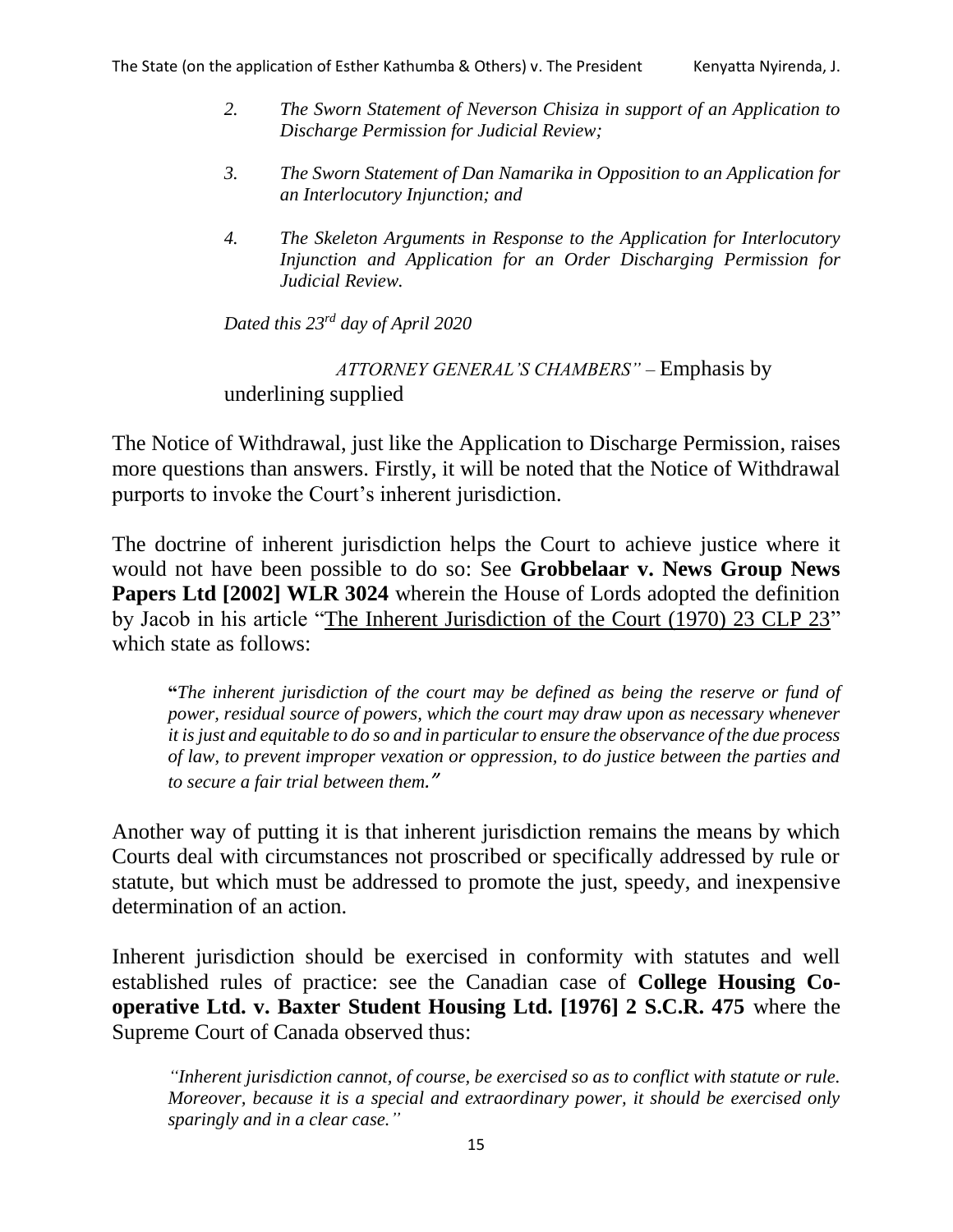> 2. *The Sworn Statement of Neverson Chisiza in support of an Application to Discharge Permission for Judicial Review;*
>
> 3. *The Sworn Statement of Dan Namarika in Opposition to an Application for an Interlocutory Injunction; and*
>
> 4. *The Skeleton Arguments in Response to the Application for Interlocutory Injunction and Application for an Order Discharging Permission for Judicial Review.*
>
> *Dated this 23rd day of April 2020*
>
> *ATTORNEY GENERAL'S CHAMBERS"* – Emphasis by underlining supplied

The Notice of Withdrawal, just like the Application to Discharge Permission, raises more questions than answers. Firstly, it will be noted that the Notice of Withdrawal purports to invoke the Court's inherent jurisdiction.

The doctrine of inherent jurisdiction helps the Court to achieve justice where it would not have been possible to do so: See **Grobbelaar v. News Group News Papers Ltd [2002] WLR 3024** wherein the House of Lords adopted the definition by Jacob in his article "The Inherent Jurisdiction of the Court (1970) 23 CLP 23" which state as follows:

> **"***The inherent jurisdiction of the court may be defined as being the reserve or fund of power, residual source of powers, which the court may draw upon as necessary whenever it is just and equitable to do so and in particular to ensure the observance of the due process of law, to prevent improper vexation or oppression, to do justice between the parties and to secure a fair trial between them."*

Another way of putting it is that inherent jurisdiction remains the means by which Courts deal with circumstances not proscribed or specifically addressed by rule or statute, but which must be addressed to promote the just, speedy, and inexpensive determination of an action.

Inherent jurisdiction should be exercised in conformity with statutes and well established rules of practice: see the Canadian case of **College Housing Co-operative Ltd. v. Baxter Student Housing Ltd. [1976] 2 S.C.R. 475** where the Supreme Court of Canada observed thus:

> *"Inherent jurisdiction cannot, of course, be exercised so as to conflict with statute or rule. Moreover, because it is a special and extraordinary power, it should be exercised only sparingly and in a clear case."*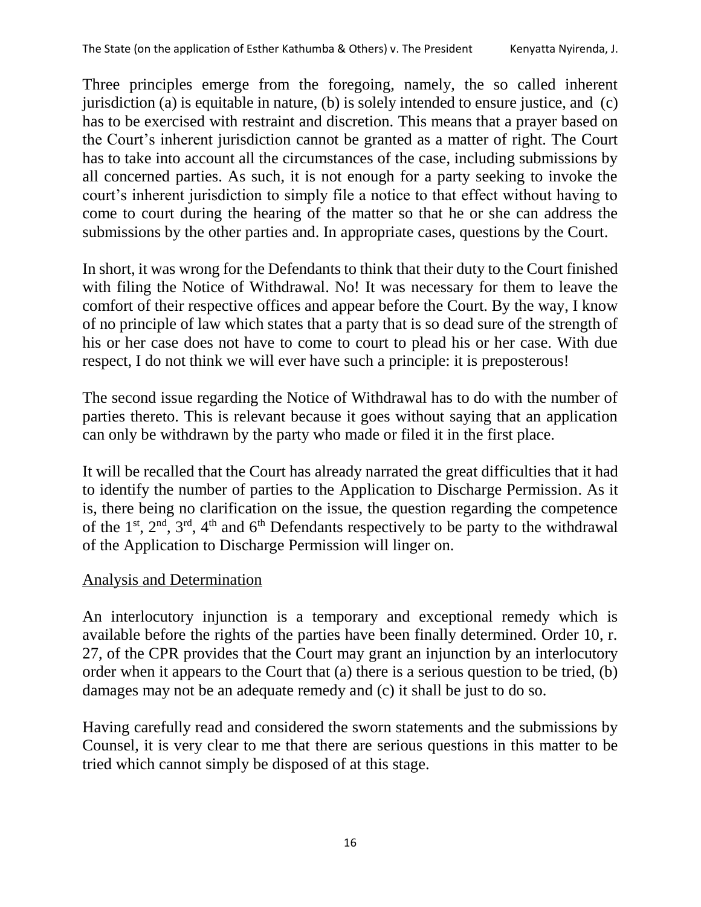Three principles emerge from the foregoing, namely, the so called inherent jurisdiction (a) is equitable in nature, (b) is solely intended to ensure justice, and (c) has to be exercised with restraint and discretion. This means that a prayer based on the Court's inherent jurisdiction cannot be granted as a matter of right. The Court has to take into account all the circumstances of the case, including submissions by all concerned parties. As such, it is not enough for a party seeking to invoke the court's inherent jurisdiction to simply file a notice to that effect without having to come to court during the hearing of the matter so that he or she can address the submissions by the other parties and. In appropriate cases, questions by the Court.

In short, it was wrong for the Defendants to think that their duty to the Court finished with filing the Notice of Withdrawal. No! It was necessary for them to leave the comfort of their respective offices and appear before the Court. By the way, I know of no principle of law which states that a party that is so dead sure of the strength of his or her case does not have to come to court to plead his or her case. With due respect, I do not think we will ever have such a principle: it is preposterous!

The second issue regarding the Notice of Withdrawal has to do with the number of parties thereto. This is relevant because it goes without saying that an application can only be withdrawn by the party who made or filed it in the first place.

It will be recalled that the Court has already narrated the great difficulties that it had to identify the number of parties to the Application to Discharge Permission. As it is, there being no clarification on the issue, the question regarding the competence of the 1st, 2nd, 3rd, 4th and 6th Defendants respectively to be party to the withdrawal of the Application to Discharge Permission will linger on.

## Analysis and Determination

An interlocutory injunction is a temporary and exceptional remedy which is available before the rights of the parties have been finally determined. Order 10, r. 27, of the CPR provides that the Court may grant an injunction by an interlocutory order when it appears to the Court that (a) there is a serious question to be tried, (b) damages may not be an adequate remedy and (c) it shall be just to do so.

Having carefully read and considered the sworn statements and the submissions by Counsel, it is very clear to me that there are serious questions in this matter to be tried which cannot simply be disposed of at this stage.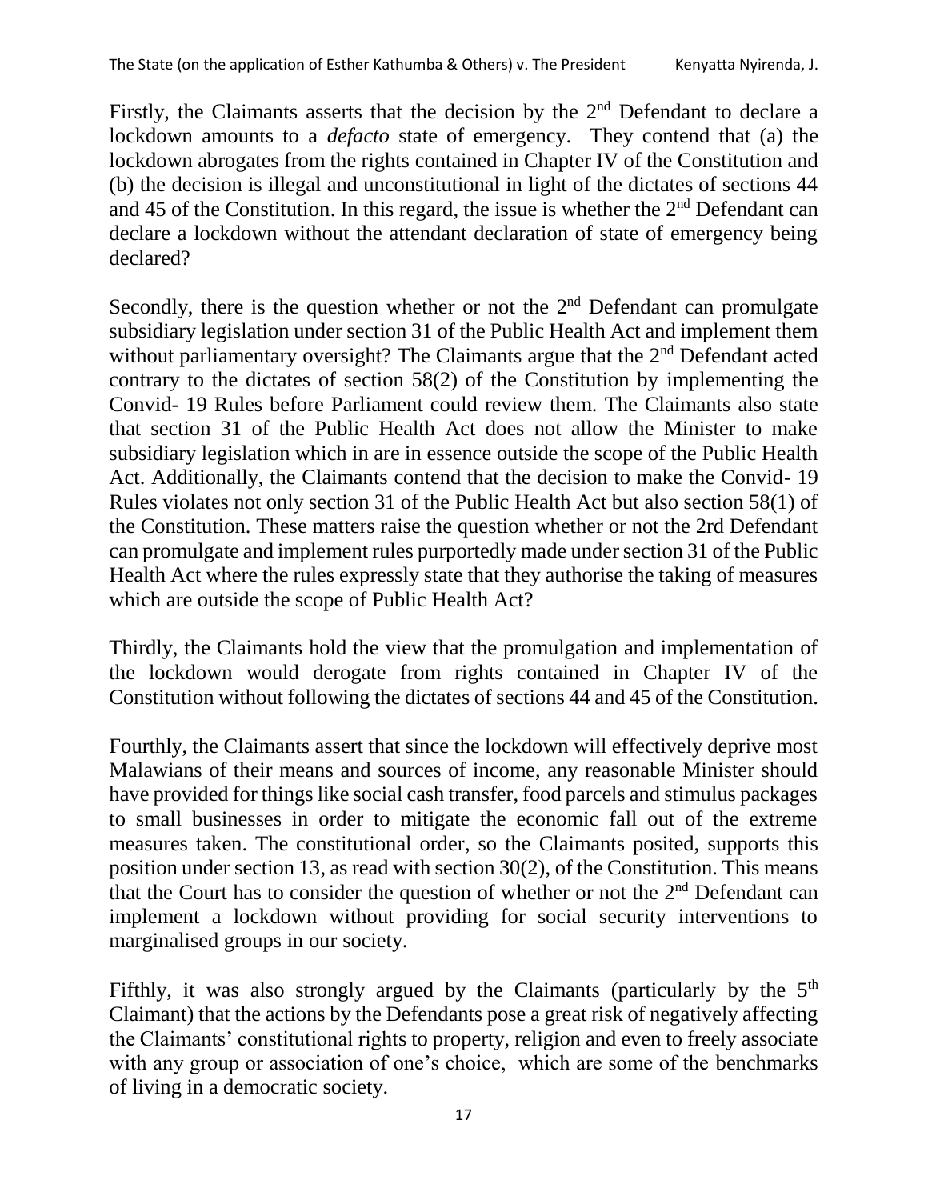Firstly, the Claimants asserts that the decision by the 2nd Defendant to declare a lockdown amounts to a *defacto* state of emergency. They contend that (a) the lockdown abrogates from the rights contained in Chapter IV of the Constitution and (b) the decision is illegal and unconstitutional in light of the dictates of sections 44 and 45 of the Constitution. In this regard, the issue is whether the 2nd Defendant can declare a lockdown without the attendant declaration of state of emergency being declared?

Secondly, there is the question whether or not the 2nd Defendant can promulgate subsidiary legislation under section 31 of the Public Health Act and implement them without parliamentary oversight? The Claimants argue that the 2nd Defendant acted contrary to the dictates of section 58(2) of the Constitution by implementing the Convid- 19 Rules before Parliament could review them. The Claimants also state that section 31 of the Public Health Act does not allow the Minister to make subsidiary legislation which in are in essence outside the scope of the Public Health Act. Additionally, the Claimants contend that the decision to make the Convid- 19 Rules violates not only section 31 of the Public Health Act but also section 58(1) of the Constitution. These matters raise the question whether or not the 2rd Defendant can promulgate and implement rules purportedly made under section 31 of the Public Health Act where the rules expressly state that they authorise the taking of measures which are outside the scope of Public Health Act?

Thirdly, the Claimants hold the view that the promulgation and implementation of the lockdown would derogate from rights contained in Chapter IV of the Constitution without following the dictates of sections 44 and 45 of the Constitution.

Fourthly, the Claimants assert that since the lockdown will effectively deprive most Malawians of their means and sources of income, any reasonable Minister should have provided for things like social cash transfer, food parcels and stimulus packages to small businesses in order to mitigate the economic fall out of the extreme measures taken. The constitutional order, so the Claimants posited, supports this position under section 13, as read with section 30(2), of the Constitution. This means that the Court has to consider the question of whether or not the 2nd Defendant can implement a lockdown without providing for social security interventions to marginalised groups in our society.

Fifthly, it was also strongly argued by the Claimants (particularly by the 5th Claimant) that the actions by the Defendants pose a great risk of negatively affecting the Claimants' constitutional rights to property, religion and even to freely associate with any group or association of one's choice, which are some of the benchmarks of living in a democratic society.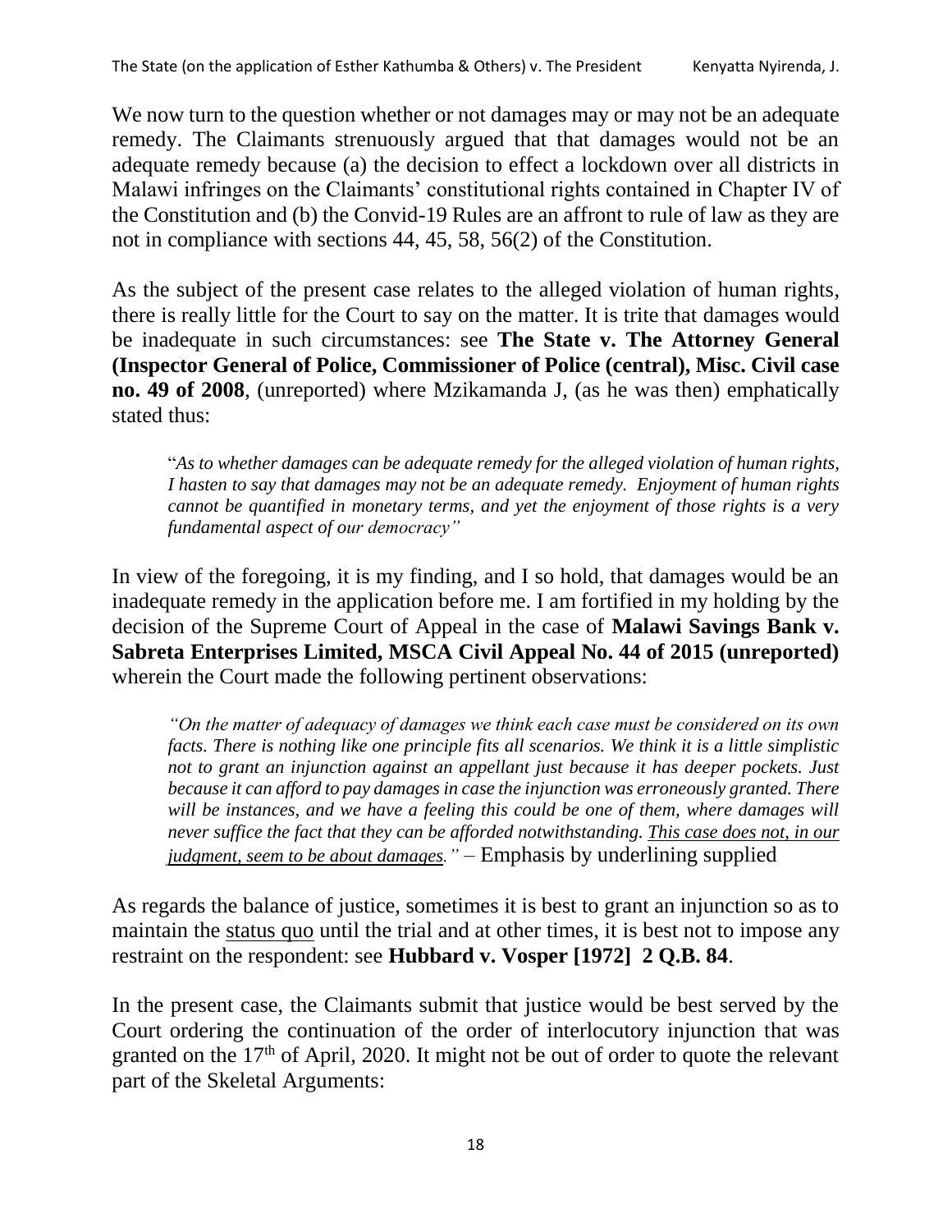We now turn to the question whether or not damages may or may not be an adequate remedy. The Claimants strenuously argued that that damages would not be an adequate remedy because (a) the decision to effect a lockdown over all districts in Malawi infringes on the Claimants' constitutional rights contained in Chapter IV of the Constitution and (b) the Convid-19 Rules are an affront to rule of law as they are not in compliance with sections 44, 45, 58, 56(2) of the Constitution.

As the subject of the present case relates to the alleged violation of human rights, there is really little for the Court to say on the matter. It is trite that damages would be inadequate in such circumstances: see **The State v. The Attorney General (Inspector General of Police, Commissioner of Police (central), Misc. Civil case no. 49 of 2008**, (unreported) where Mzikamanda J, (as he was then) emphatically stated thus:

> "*As to whether damages can be adequate remedy for the alleged violation of human rights, I hasten to say that damages may not be an adequate remedy. Enjoyment of human rights cannot be quantified in monetary terms, and yet the enjoyment of those rights is a very fundamental aspect of our democracy"*

In view of the foregoing, it is my finding, and I so hold, that damages would be an inadequate remedy in the application before me. I am fortified in my holding by the decision of the Supreme Court of Appeal in the case of **Malawi Savings Bank v. Sabreta Enterprises Limited, MSCA Civil Appeal No. 44 of 2015 (unreported)** wherein the Court made the following pertinent observations:

> *"On the matter of adequacy of damages we think each case must be considered on its own facts. There is nothing like one principle fits all scenarios. We think it is a little simplistic not to grant an injunction against an appellant just because it has deeper pockets. Just because it can afford to pay damages in case the injunction was erroneously granted. There will be instances, and we have a feeling this could be one of them, where damages will never suffice the fact that they can be afforded notwithstanding. <u>This case does not, in our judgment, seem to be about damages</u>."* – Emphasis by underlining supplied

As regards the balance of justice, sometimes it is best to grant an injunction so as to maintain the <u>status quo</u> until the trial and at other times, it is best not to impose any restraint on the respondent: see **Hubbard v. Vosper [1972] 2 Q.B. 84**.

In the present case, the Claimants submit that justice would be best served by the Court ordering the continuation of the order of interlocutory injunction that was granted on the 17th of April, 2020. It might not be out of order to quote the relevant part of the Skeletal Arguments: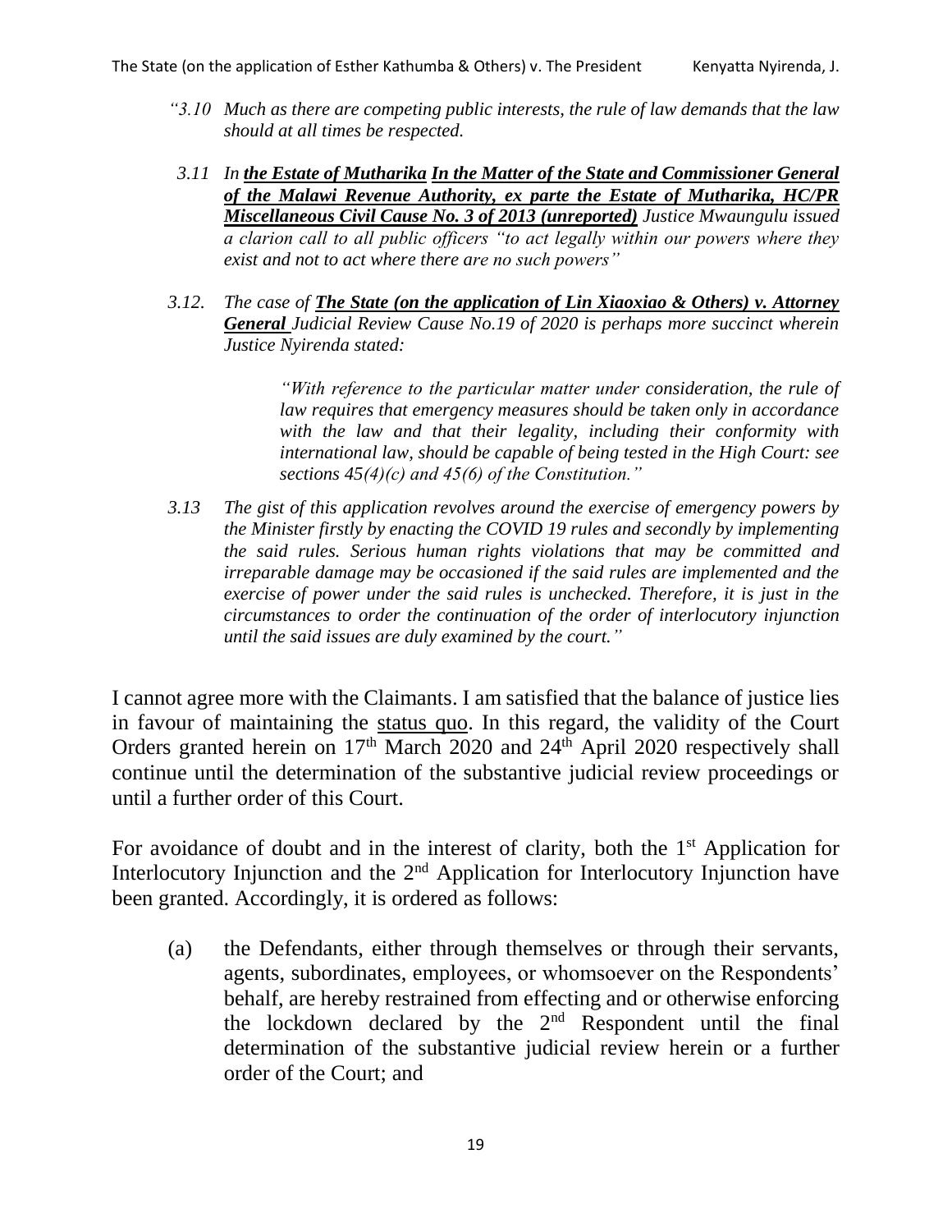*"3.10 Much as there are competing public interests, the rule of law demands that the law should at all times be respected.*

*3.11 In **the Estate of Mutharika In the Matter of the State and Commissioner General of the Malawi Revenue Authority, ex parte the Estate of Mutharika, HC/PR Miscellaneous Civil Cause No. 3 of 2013 (unreported)** Justice Mwaungulu issued a clarion call to all public officers "to act legally within our powers where they exist and not to act where there are no such powers"*

*3.12. The case of **The State (on the application of Lin Xiaoxiao & Others) v. Attorney General** Judicial Review Cause No.19 of 2020 is perhaps more succinct wherein Justice Nyirenda stated:*

> *"With reference to the particular matter under consideration, the rule of law requires that emergency measures should be taken only in accordance with the law and that their legality, including their conformity with international law, should be capable of being tested in the High Court: see sections 45(4)(c) and 45(6) of the Constitution."*

*3.13 The gist of this application revolves around the exercise of emergency powers by the Minister firstly by enacting the COVID 19 rules and secondly by implementing the said rules. Serious human rights violations that may be committed and irreparable damage may be occasioned if the said rules are implemented and the exercise of power under the said rules is unchecked. Therefore, it is just in the circumstances to order the continuation of the order of interlocutory injunction until the said issues are duly examined by the court."*

I cannot agree more with the Claimants. I am satisfied that the balance of justice lies in favour of maintaining the status quo. In this regard, the validity of the Court Orders granted herein on 17th March 2020 and 24th April 2020 respectively shall continue until the determination of the substantive judicial review proceedings or until a further order of this Court.

For avoidance of doubt and in the interest of clarity, both the 1st Application for Interlocutory Injunction and the 2nd Application for Interlocutory Injunction have been granted. Accordingly, it is ordered as follows:

(a) the Defendants, either through themselves or through their servants, agents, subordinates, employees, or whomsoever on the Respondents' behalf, are hereby restrained from effecting and or otherwise enforcing the lockdown declared by the 2nd Respondent until the final determination of the substantive judicial review herein or a further order of the Court; and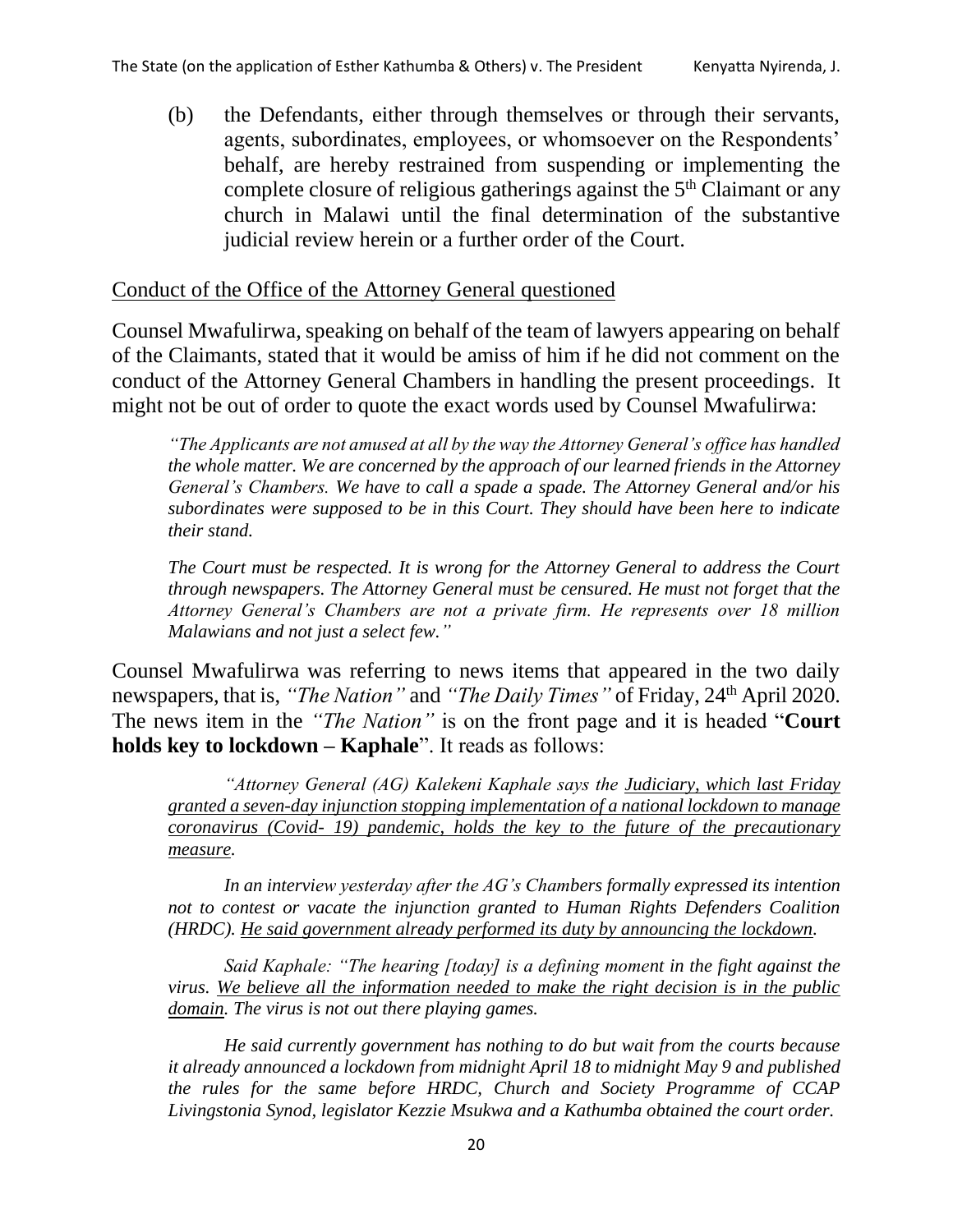(b) the Defendants, either through themselves or through their servants, agents, subordinates, employees, or whomsoever on the Respondents' behalf, are hereby restrained from suspending or implementing the complete closure of religious gatherings against the 5th Claimant or any church in Malawi until the final determination of the substantive judicial review herein or a further order of the Court.

<u>Conduct of the Office of the Attorney General questioned</u>

Counsel Mwafulirwa, speaking on behalf of the team of lawyers appearing on behalf of the Claimants, stated that it would be amiss of him if he did not comment on the conduct of the Attorney General Chambers in handling the present proceedings. It might not be out of order to quote the exact words used by Counsel Mwafulirwa:

> *"The Applicants are not amused at all by the way the Attorney General's office has handled the whole matter. We are concerned by the approach of our learned friends in the Attorney General's Chambers. We have to call a spade a spade. The Attorney General and/or his subordinates were supposed to be in this Court. They should have been here to indicate their stand.*
>
> *The Court must be respected. It is wrong for the Attorney General to address the Court through newspapers. The Attorney General must be censured. He must not forget that the Attorney General's Chambers are not a private firm. He represents over 18 million Malawians and not just a select few."*

Counsel Mwafulirwa was referring to news items that appeared in the two daily newspapers, that is, *"The Nation"* and *"The Daily Times"* of Friday, 24th April 2020. The news item in the *"The Nation"* is on the front page and it is headed "**Court holds key to lockdown – Kaphale**". It reads as follows:

> *"Attorney General (AG) Kalekeni Kaphale says the <u>Judiciary, which last Friday granted a seven-day injunction stopping implementation of a national lockdown to manage coronavirus (Covid- 19) pandemic, holds the key to the future of the precautionary measure</u>.*
>
> *In an interview yesterday after the AG's Chambers formally expressed its intention not to contest or vacate the injunction granted to Human Rights Defenders Coalition (HRDC). <u>He said government already performed its duty by announcing the lockdown</u>.*
>
> *Said Kaphale: "The hearing [today] is a defining moment in the fight against the virus. <u>We believe all the information needed to make the right decision is in the public domain</u>. The virus is not out there playing games.*
>
> *He said currently government has nothing to do but wait from the courts because it already announced a lockdown from midnight April 18 to midnight May 9 and published the rules for the same before HRDC, Church and Society Programme of CCAP Livingstonia Synod, legislator Kezzie Msukwa and a Kathumba obtained the court order.*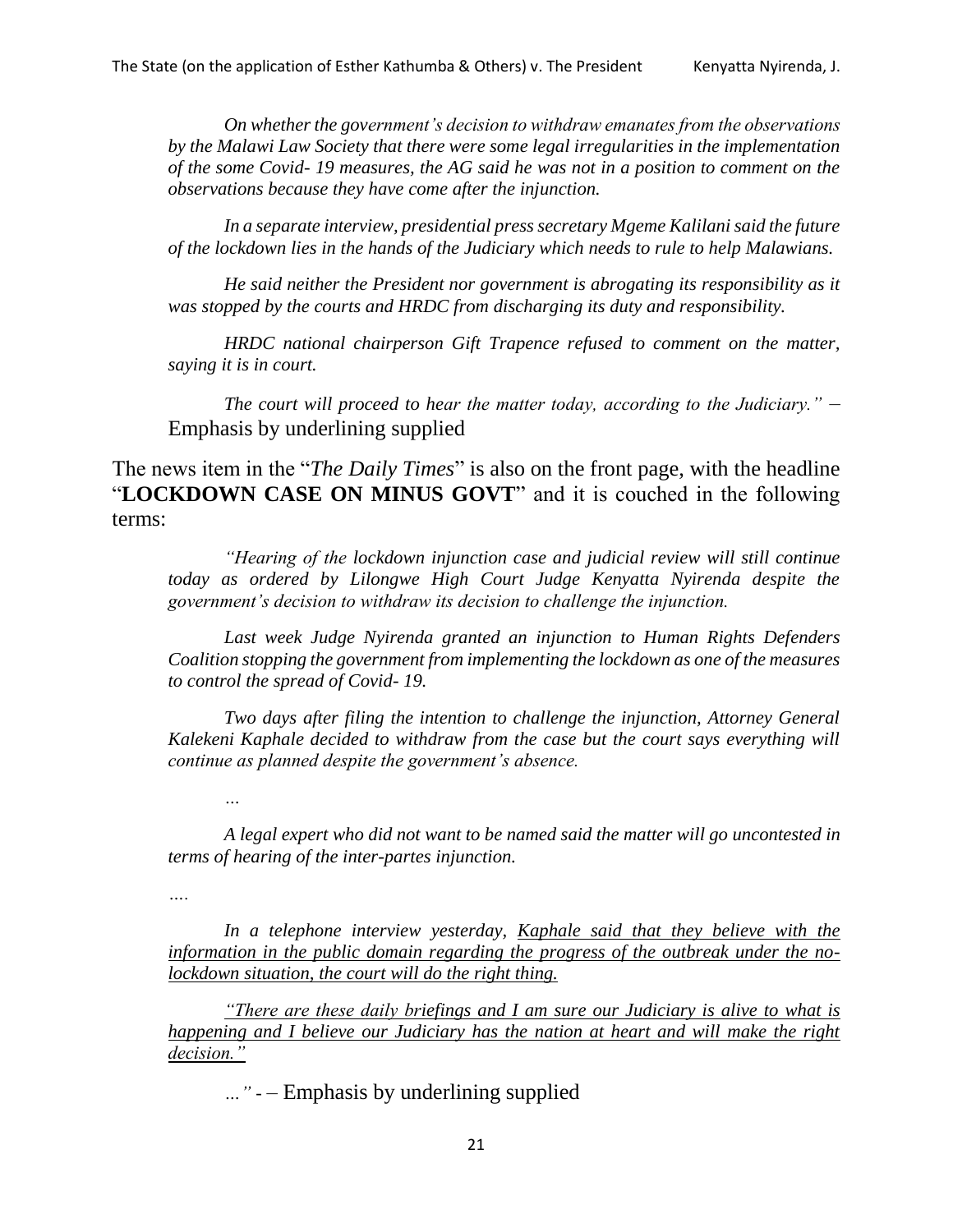*On whether the government's decision to withdraw emanates from the observations by the Malawi Law Society that there were some legal irregularities in the implementation of the some Covid- 19 measures, the AG said he was not in a position to comment on the observations because they have come after the injunction.*

*In a separate interview, presidential press secretary Mgeme Kalilani said the future of the lockdown lies in the hands of the Judiciary which needs to rule to help Malawians.*

*He said neither the President nor government is abrogating its responsibility as it was stopped by the courts and HRDC from discharging its duty and responsibility.*

*HRDC national chairperson Gift Trapence refused to comment on the matter, saying it is in court.*

*The court will proceed to hear the matter today, according to the Judiciary." –* Emphasis by underlining supplied

The news item in the "*The Daily Times*" is also on the front page, with the headline "**LOCKDOWN CASE ON MINUS GOVT**" and it is couched in the following terms:

*"Hearing of the lockdown injunction case and judicial review will still continue today as ordered by Lilongwe High Court Judge Kenyatta Nyirenda despite the government's decision to withdraw its decision to challenge the injunction.*

*Last week Judge Nyirenda granted an injunction to Human Rights Defenders Coalition stopping the government from implementing the lockdown as one of the measures to control the spread of Covid- 19.*

*Two days after filing the intention to challenge the injunction, Attorney General Kalekeni Kaphale decided to withdraw from the case but the court says everything will continue as planned despite the government's absence.*

*...*

*A legal expert who did not want to be named said the matter will go uncontested in terms of hearing of the inter-partes injunction.*

*....*

*In a telephone interview yesterday, <u>Kaphale said that they believe with the information in the public domain regarding the progress of the outbreak under the no-lockdown situation, the court will do the right thing.</u>*

*<u>"There are these daily briefings and I am sure our Judiciary is alive to what is happening and I believe our Judiciary has the nation at heart and will make the right decision."</u>*

*..."* - – Emphasis by underlining supplied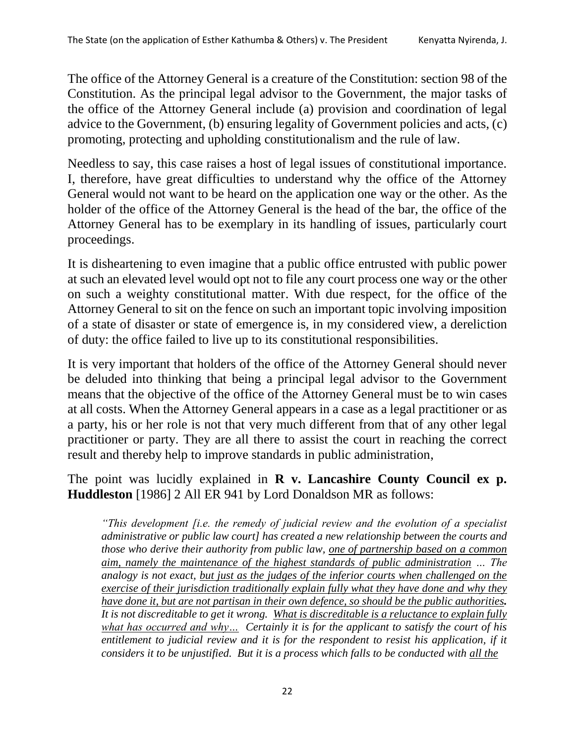The office of the Attorney General is a creature of the Constitution: section 98 of the Constitution. As the principal legal advisor to the Government, the major tasks of the office of the Attorney General include (a) provision and coordination of legal advice to the Government, (b) ensuring legality of Government policies and acts, (c) promoting, protecting and upholding constitutionalism and the rule of law.

Needless to say, this case raises a host of legal issues of constitutional importance. I, therefore, have great difficulties to understand why the office of the Attorney General would not want to be heard on the application one way or the other. As the holder of the office of the Attorney General is the head of the bar, the office of the Attorney General has to be exemplary in its handling of issues, particularly court proceedings.

It is disheartening to even imagine that a public office entrusted with public power at such an elevated level would opt not to file any court process one way or the other on such a weighty constitutional matter. With due respect, for the office of the Attorney General to sit on the fence on such an important topic involving imposition of a state of disaster or state of emergence is, in my considered view, a dereliction of duty: the office failed to live up to its constitutional responsibilities.

It is very important that holders of the office of the Attorney General should never be deluded into thinking that being a principal legal advisor to the Government means that the objective of the office of the Attorney General must be to win cases at all costs. When the Attorney General appears in a case as a legal practitioner or as a party, his or her role is not that very much different from that of any other legal practitioner or party. They are all there to assist the court in reaching the correct result and thereby help to improve standards in public administration,

The point was lucidly explained in **R v. Lancashire County Council ex p. Huddleston** [1986] 2 All ER 941 by Lord Donaldson MR as follows:

> *"This development [i.e. the remedy of judicial review and the evolution of a specialist administrative or public law court] has created a new relationship between the courts and those who derive their authority from public law, <u>one of partnership based on a common aim, namely the maintenance of the highest standards of public administration</u> ... The analogy is not exact, <u>but just as the judges of the inferior courts when challenged on the exercise of their jurisdiction traditionally explain fully what they have done and why they have done it, but are not partisan in their own defence, so should be the public authorities</u>**.** It is not discreditable to get it wrong. <u>What is discreditable is a reluctance to explain fully what has occurred and why…</u> Certainly it is for the applicant to satisfy the court of his entitlement to judicial review and it is for the respondent to resist his application, if it considers it to be unjustified. But it is a process which falls to be conducted with <u>all the</u>*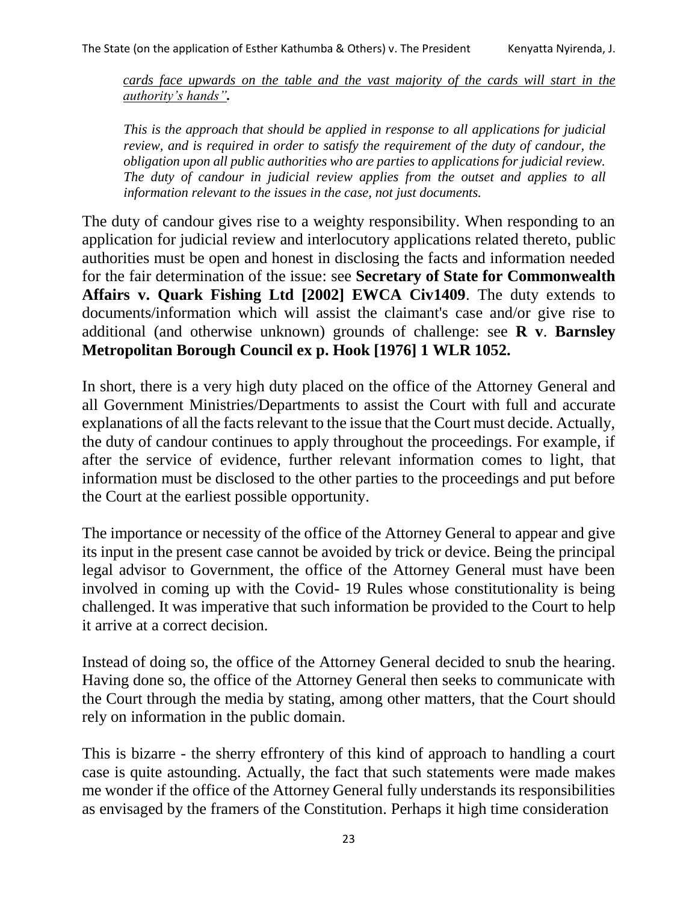*<u>cards face upwards on the table and the vast majority of the cards will start in the authority's hands"</u>*.

> *This is the approach that should be applied in response to all applications for judicial review, and is required in order to satisfy the requirement of the duty of candour, the obligation upon all public authorities who are parties to applications for judicial review. The duty of candour in judicial review applies from the outset and applies to all information relevant to the issues in the case, not just documents.*

The duty of candour gives rise to a weighty responsibility. When responding to an application for judicial review and interlocutory applications related thereto, public authorities must be open and honest in disclosing the facts and information needed for the fair determination of the issue: see **Secretary of State for Commonwealth Affairs v. Quark Fishing Ltd [2002] EWCA Civ1409**. The duty extends to documents/information which will assist the claimant's case and/or give rise to additional (and otherwise unknown) grounds of challenge: see **R v**. **Barnsley Metropolitan Borough Council ex p. Hook [1976] 1 WLR 1052.**

In short, there is a very high duty placed on the office of the Attorney General and all Government Ministries/Departments to assist the Court with full and accurate explanations of all the facts relevant to the issue that the Court must decide. Actually, the duty of candour continues to apply throughout the proceedings. For example, if after the service of evidence, further relevant information comes to light, that information must be disclosed to the other parties to the proceedings and put before the Court at the earliest possible opportunity.

The importance or necessity of the office of the Attorney General to appear and give its input in the present case cannot be avoided by trick or device. Being the principal legal advisor to Government, the office of the Attorney General must have been involved in coming up with the Covid- 19 Rules whose constitutionality is being challenged. It was imperative that such information be provided to the Court to help it arrive at a correct decision.

Instead of doing so, the office of the Attorney General decided to snub the hearing. Having done so, the office of the Attorney General then seeks to communicate with the Court through the media by stating, among other matters, that the Court should rely on information in the public domain.

This is bizarre - the sherry effrontery of this kind of approach to handling a court case is quite astounding. Actually, the fact that such statements were made makes me wonder if the office of the Attorney General fully understands its responsibilities as envisaged by the framers of the Constitution. Perhaps it high time consideration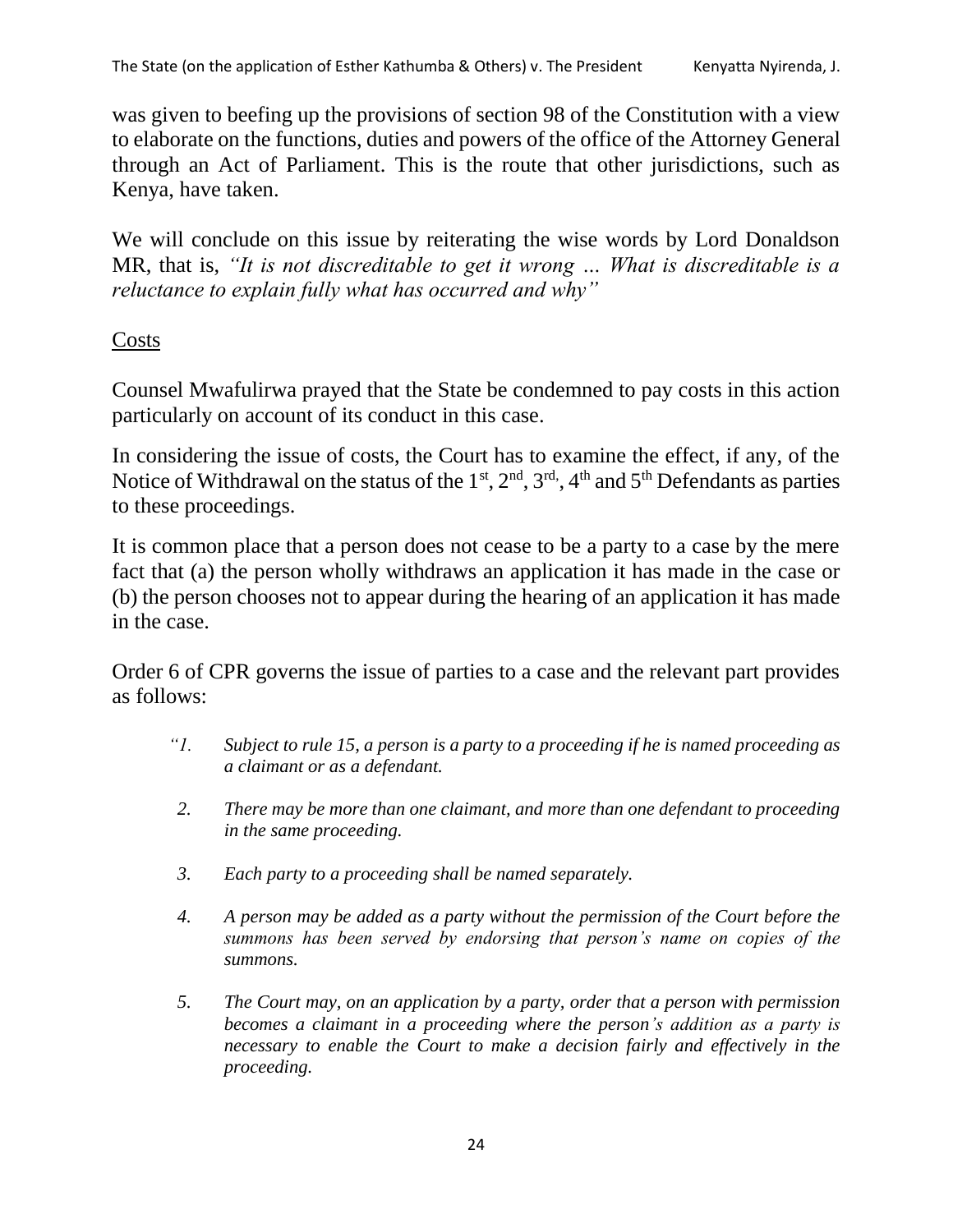was given to beefing up the provisions of section 98 of the Constitution with a view to elaborate on the functions, duties and powers of the office of the Attorney General through an Act of Parliament. This is the route that other jurisdictions, such as Kenya, have taken.

We will conclude on this issue by reiterating the wise words by Lord Donaldson MR, that is, *"It is not discreditable to get it wrong ... What is discreditable is a reluctance to explain fully what has occurred and why"*

<u>Costs</u>

Counsel Mwafulirwa prayed that the State be condemned to pay costs in this action particularly on account of its conduct in this case.

In considering the issue of costs, the Court has to examine the effect, if any, of the Notice of Withdrawal on the status of the 1st, 2nd, 3rd, 4th and 5th Defendants as parties to these proceedings.

It is common place that a person does not cease to be a party to a case by the mere fact that (a) the person wholly withdraws an application it has made in the case or (b) the person chooses not to appear during the hearing of an application it has made in the case.

Order 6 of CPR governs the issue of parties to a case and the relevant part provides as follows:

> *"1. Subject to rule 15, a person is a party to a proceeding if he is named proceeding as a claimant or as a defendant.*
>
> *2. There may be more than one claimant, and more than one defendant to proceeding in the same proceeding.*
>
> *3. Each party to a proceeding shall be named separately.*
>
> *4. A person may be added as a party without the permission of the Court before the summons has been served by endorsing that person's name on copies of the summons.*
>
> *5. The Court may, on an application by a party, order that a person with permission becomes a claimant in a proceeding where the person's addition as a party is necessary to enable the Court to make a decision fairly and effectively in the proceeding.*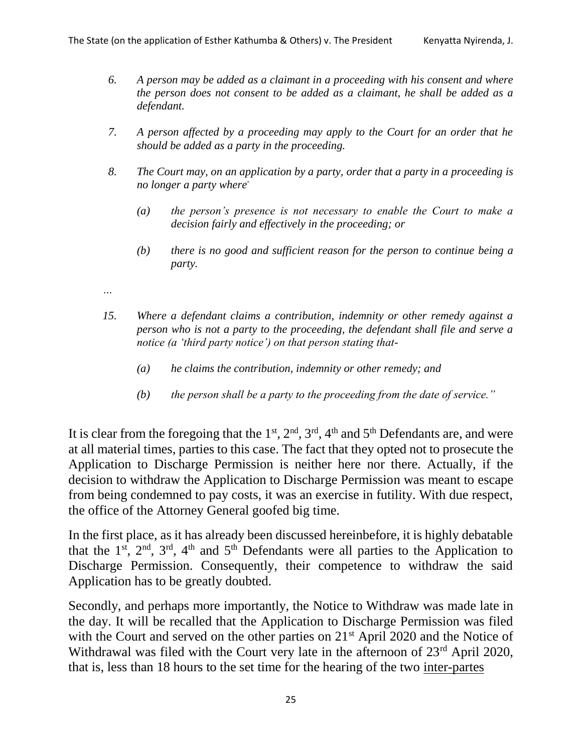> *6. A person may be added as a claimant in a proceeding with his consent and where the person does not consent to be added as a claimant, he shall be added as a defendant.*
>
> *7. A person affected by a proceeding may apply to the Court for an order that he should be added as a party in the proceeding.*
>
> *8. The Court may, on an application by a party, order that a party in a proceeding is no longer a party where-*
>
> > *(a) the person's presence is not necessary to enable the Court to make a decision fairly and effectively in the proceeding; or*
> >
> > *(b) there is no good and sufficient reason for the person to continue being a party.*
>
> *…*
>
> *15. Where a defendant claims a contribution, indemnity or other remedy against a person who is not a party to the proceeding, the defendant shall file and serve a notice (a 'third party notice') on that person stating that-*
>
> > *(a) he claims the contribution, indemnity or other remedy; and*
> >
> > *(b) the person shall be a party to the proceeding from the date of service."*

It is clear from the foregoing that the 1st, 2nd, 3rd, 4th and 5th Defendants are, and were at all material times, parties to this case. The fact that they opted not to prosecute the Application to Discharge Permission is neither here nor there. Actually, if the decision to withdraw the Application to Discharge Permission was meant to escape from being condemned to pay costs, it was an exercise in futility. With due respect, the office of the Attorney General goofed big time.

In the first place, as it has already been discussed hereinbefore, it is highly debatable that the 1st, 2nd, 3rd, 4th and 5th Defendants were all parties to the Application to Discharge Permission. Consequently, their competence to withdraw the said Application has to be greatly doubted.

Secondly, and perhaps more importantly, the Notice to Withdraw was made late in the day. It will be recalled that the Application to Discharge Permission was filed with the Court and served on the other parties on 21st April 2020 and the Notice of Withdrawal was filed with the Court very late in the afternoon of 23rd April 2020, that is, less than 18 hours to the set time for the hearing of the two inter-partes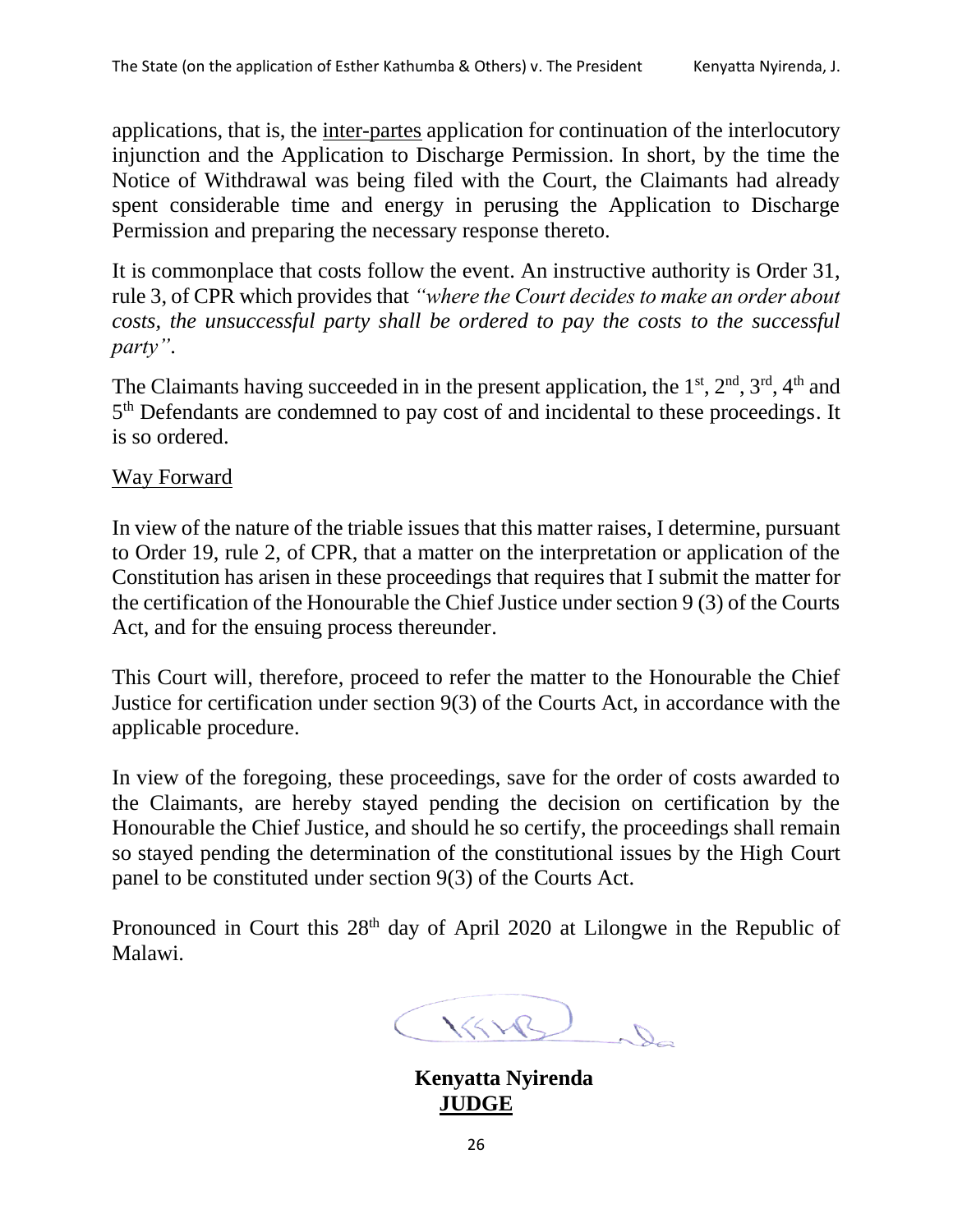applications, that is, the inter-partes application for continuation of the interlocutory injunction and the Application to Discharge Permission. In short, by the time the Notice of Withdrawal was being filed with the Court, the Claimants had already spent considerable time and energy in perusing the Application to Discharge Permission and preparing the necessary response thereto.

It is commonplace that costs follow the event. An instructive authority is Order 31, rule 3, of CPR which provides that *"where the Court decides to make an order about costs, the unsuccessful party shall be ordered to pay the costs to the successful party"*.

The Claimants having succeeded in in the present application, the 1st, 2nd, 3rd, 4th and 5th Defendants are condemned to pay cost of and incidental to these proceedings. It is so ordered.

Way Forward

In view of the nature of the triable issues that this matter raises, I determine, pursuant to Order 19, rule 2, of CPR, that a matter on the interpretation or application of the Constitution has arisen in these proceedings that requires that I submit the matter for the certification of the Honourable the Chief Justice under section 9 (3) of the Courts Act, and for the ensuing process thereunder.

This Court will, therefore, proceed to refer the matter to the Honourable the Chief Justice for certification under section 9(3) of the Courts Act, in accordance with the applicable procedure.

In view of the foregoing, these proceedings, save for the order of costs awarded to the Claimants, are hereby stayed pending the decision on certification by the Honourable the Chief Justice, and should he so certify, the proceedings shall remain so stayed pending the determination of the constitutional issues by the High Court panel to be constituted under section 9(3) of the Courts Act.

Pronounced in Court this 28th day of April 2020 at Lilongwe in the Republic of Malawi.

**Kenyatta Nyirenda**
**JUDGE**